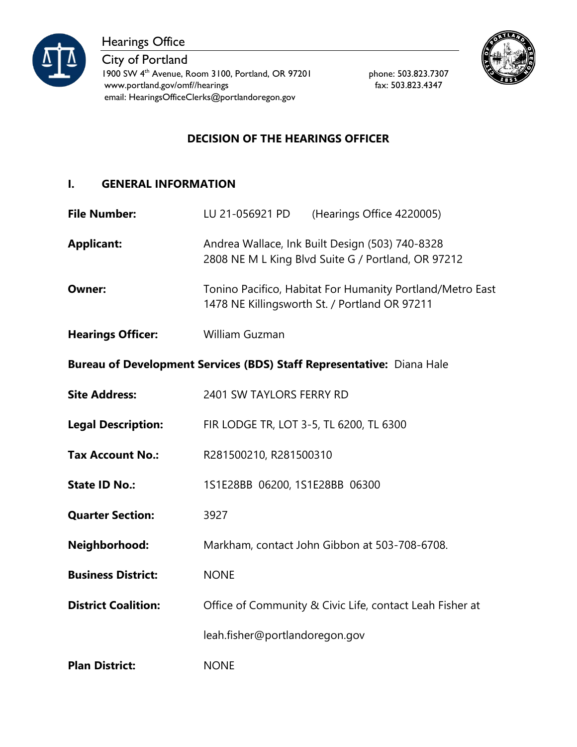Hearings Office
City of Portland
1900 SW 4th Avenue, Room 3100, Portland, OR 97201
www.portland.gov/omf//hearings
email: HearingsOfficeClerks@portlandoregon.gov

phone: 503.823.7307
fax: 503.823.4347

# DECISION OF THE HEARINGS OFFICER

## I. GENERAL INFORMATION

**File Number:** LU 21-056921 PD (Hearings Office 4220005)

**Applicant:** Andrea Wallace, Ink Built Design (503) 740-8328
2808 NE M L King Blvd Suite G / Portland, OR 97212

**Owner:** Tonino Pacifico, Habitat For Humanity Portland/Metro East
1478 NE Killingsworth St. / Portland OR 97211

**Hearings Officer:** William Guzman

**Bureau of Development Services (BDS) Staff Representative:** Diana Hale

**Site Address:** 2401 SW TAYLORS FERRY RD

**Legal Description:** FIR LODGE TR, LOT 3-5, TL 6200, TL 6300

**Tax Account No.:** R281500210, R281500310

**State ID No.:** 1S1E28BB 06200, 1S1E28BB 06300

**Quarter Section:** 3927

**Neighborhood:** Markham, contact John Gibbon at 503-708-6708.

**Business District:** NONE

**District Coalition:** Office of Community & Civic Life, contact Leah Fisher at leah.fisher@portlandoregon.gov

**Plan District:** NONE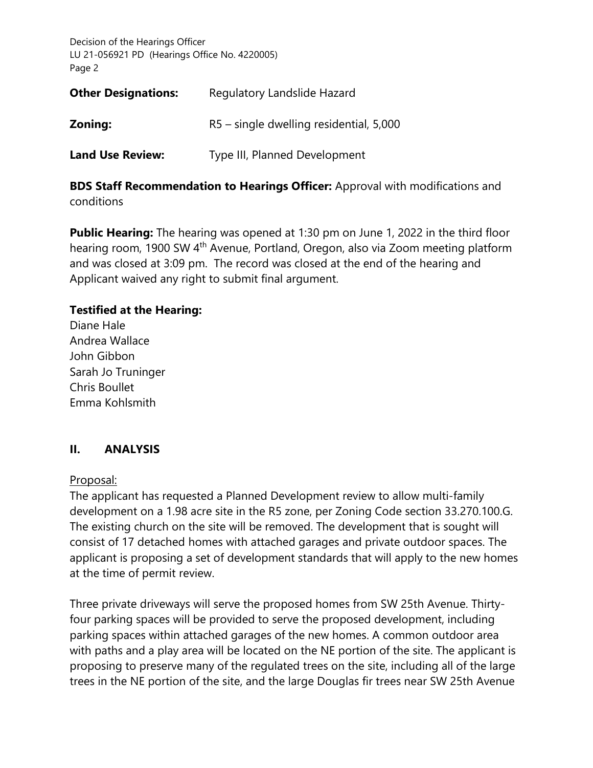**Other Designations:** Regulatory Landslide Hazard

**Zoning:** R5 – single dwelling residential, 5,000

**Land Use Review:** Type III, Planned Development

**BDS Staff Recommendation to Hearings Officer:** Approval with modifications and conditions

**Public Hearing:** The hearing was opened at 1:30 pm on June 1, 2022 in the third floor hearing room, 1900 SW 4th Avenue, Portland, Oregon, also via Zoom meeting platform and was closed at 3:09 pm. The record was closed at the end of the hearing and Applicant waived any right to submit final argument.

**Testified at the Hearing:**

Diane Hale
Andrea Wallace
John Gibbon
Sarah Jo Truninger
Chris Boullet
Emma Kohlsmith

## II. ANALYSIS

Proposal:

The applicant has requested a Planned Development review to allow multi-family development on a 1.98 acre site in the R5 zone, per Zoning Code section 33.270.100.G. The existing church on the site will be removed. The development that is sought will consist of 17 detached homes with attached garages and private outdoor spaces. The applicant is proposing a set of development standards that will apply to the new homes at the time of permit review.

Three private driveways will serve the proposed homes from SW 25th Avenue. Thirty-four parking spaces will be provided to serve the proposed development, including parking spaces within attached garages of the new homes. A common outdoor area with paths and a play area will be located on the NE portion of the site. The applicant is proposing to preserve many of the regulated trees on the site, including all of the large trees in the NE portion of the site, and the large Douglas fir trees near SW 25th Avenue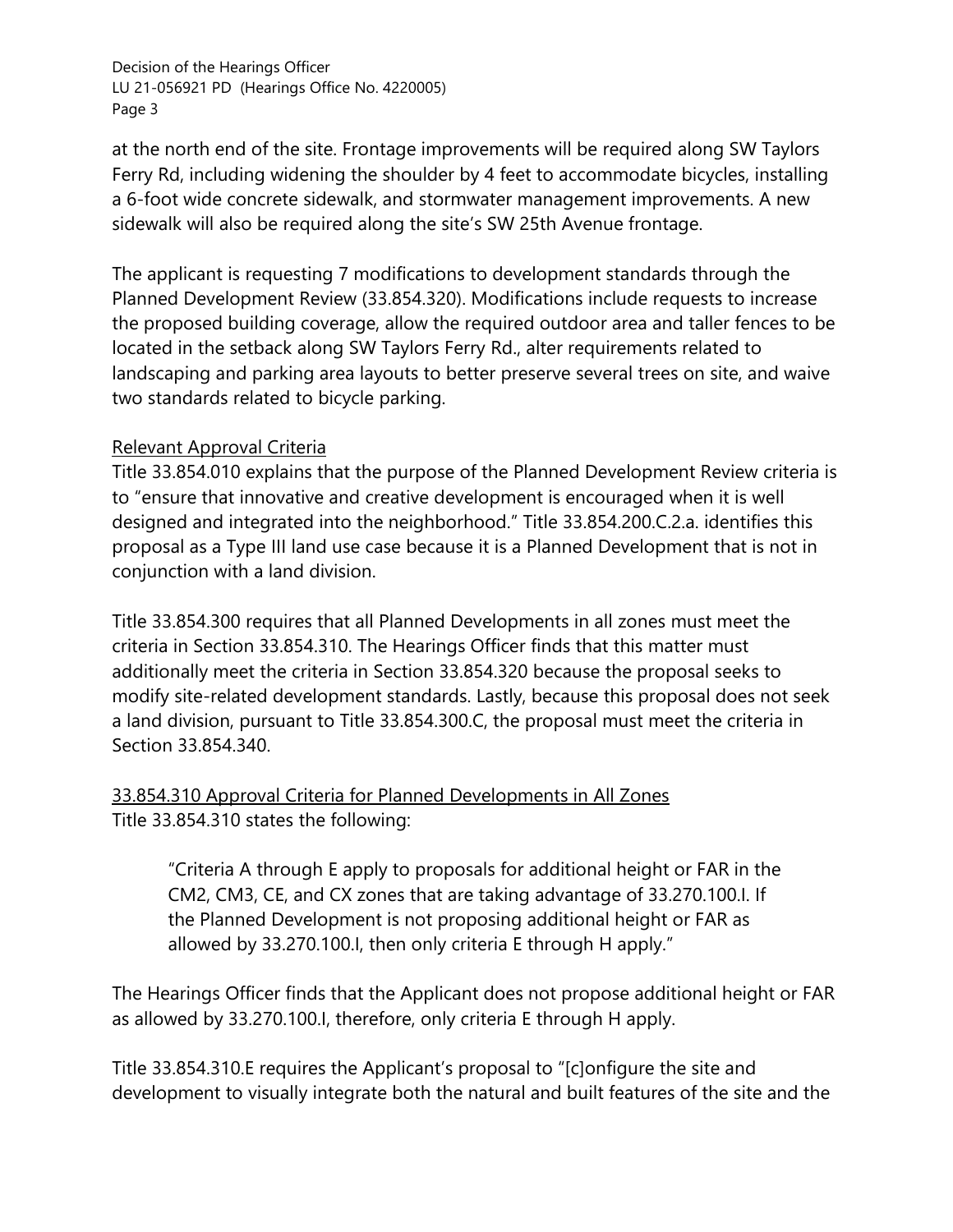at the north end of the site. Frontage improvements will be required along SW Taylors Ferry Rd, including widening the shoulder by 4 feet to accommodate bicycles, installing a 6-foot wide concrete sidewalk, and stormwater management improvements. A new sidewalk will also be required along the site's SW 25th Avenue frontage.

The applicant is requesting 7 modifications to development standards through the Planned Development Review (33.854.320). Modifications include requests to increase the proposed building coverage, allow the required outdoor area and taller fences to be located in the setback along SW Taylors Ferry Rd., alter requirements related to landscaping and parking area layouts to better preserve several trees on site, and waive two standards related to bicycle parking.

## Relevant Approval Criteria

Title 33.854.010 explains that the purpose of the Planned Development Review criteria is to "ensure that innovative and creative development is encouraged when it is well designed and integrated into the neighborhood." Title 33.854.200.C.2.a. identifies this proposal as a Type III land use case because it is a Planned Development that is not in conjunction with a land division.

Title 33.854.300 requires that all Planned Developments in all zones must meet the criteria in Section 33.854.310. The Hearings Officer finds that this matter must additionally meet the criteria in Section 33.854.320 because the proposal seeks to modify site-related development standards. Lastly, because this proposal does not seek a land division, pursuant to Title 33.854.300.C, the proposal must meet the criteria in Section 33.854.340.

## 33.854.310 Approval Criteria for Planned Developments in All Zones

Title 33.854.310 states the following:

> "Criteria A through E apply to proposals for additional height or FAR in the CM2, CM3, CE, and CX zones that are taking advantage of 33.270.100.I. If the Planned Development is not proposing additional height or FAR as allowed by 33.270.100.I, then only criteria E through H apply."

The Hearings Officer finds that the Applicant does not propose additional height or FAR as allowed by 33.270.100.I, therefore, only criteria E through H apply.

Title 33.854.310.E requires the Applicant's proposal to "[c]onfigure the site and development to visually integrate both the natural and built features of the site and the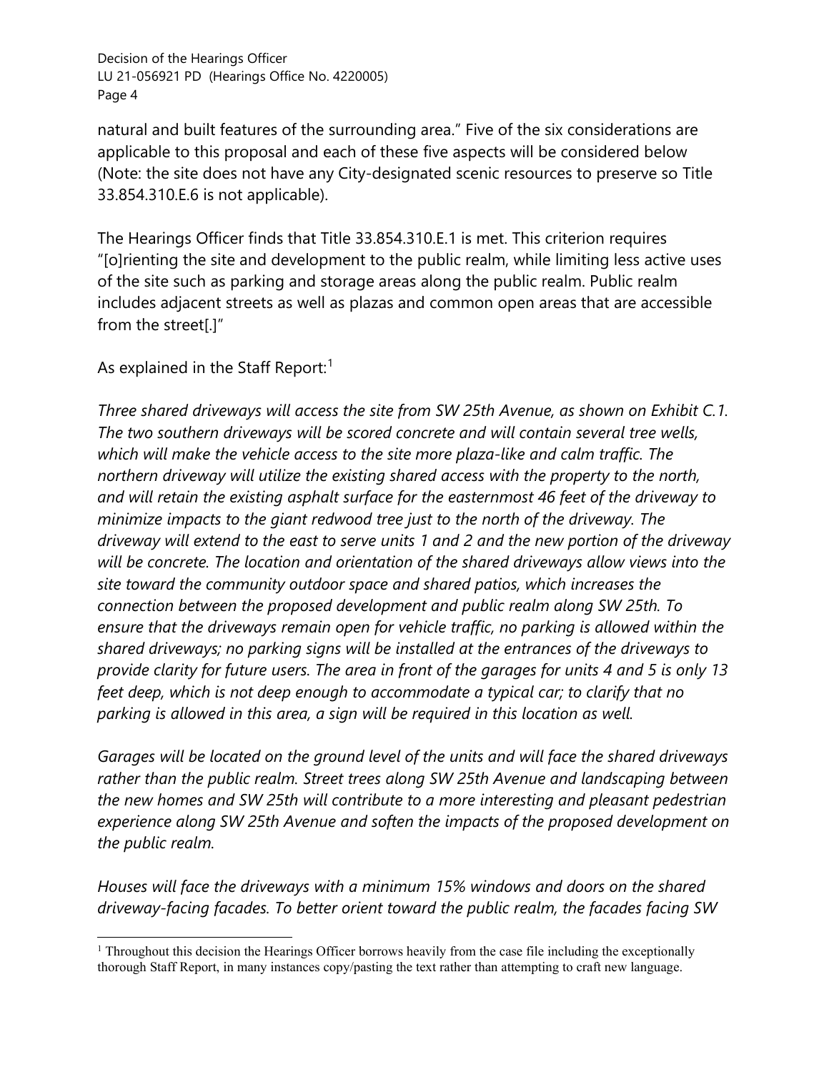natural and built features of the surrounding area." Five of the six considerations are applicable to this proposal and each of these five aspects will be considered below (Note: the site does not have any City-designated scenic resources to preserve so Title 33.854.310.E.6 is not applicable).

The Hearings Officer finds that Title 33.854.310.E.1 is met. This criterion requires "[o]rienting the site and development to the public realm, while limiting less active uses of the site such as parking and storage areas along the public realm. Public realm includes adjacent streets as well as plazas and common open areas that are accessible from the street[.]"

As explained in the Staff Report:[1]

*Three shared driveways will access the site from SW 25th Avenue, as shown on Exhibit C.1. The two southern driveways will be scored concrete and will contain several tree wells, which will make the vehicle access to the site more plaza-like and calm traffic. The northern driveway will utilize the existing shared access with the property to the north, and will retain the existing asphalt surface for the easternmost 46 feet of the driveway to minimize impacts to the giant redwood tree just to the north of the driveway. The driveway will extend to the east to serve units 1 and 2 and the new portion of the driveway will be concrete. The location and orientation of the shared driveways allow views into the site toward the community outdoor space and shared patios, which increases the connection between the proposed development and public realm along SW 25th. To ensure that the driveways remain open for vehicle traffic, no parking is allowed within the shared driveways; no parking signs will be installed at the entrances of the driveways to provide clarity for future users. The area in front of the garages for units 4 and 5 is only 13 feet deep, which is not deep enough to accommodate a typical car; to clarify that no parking is allowed in this area, a sign will be required in this location as well.*

*Garages will be located on the ground level of the units and will face the shared driveways rather than the public realm. Street trees along SW 25th Avenue and landscaping between the new homes and SW 25th will contribute to a more interesting and pleasant pedestrian experience along SW 25th Avenue and soften the impacts of the proposed development on the public realm.*

*Houses will face the driveways with a minimum 15% windows and doors on the shared driveway-facing facades. To better orient toward the public realm, the facades facing SW*

[1] Throughout this decision the Hearings Officer borrows heavily from the case file including the exceptionally thorough Staff Report, in many instances copy/pasting the text rather than attempting to craft new language.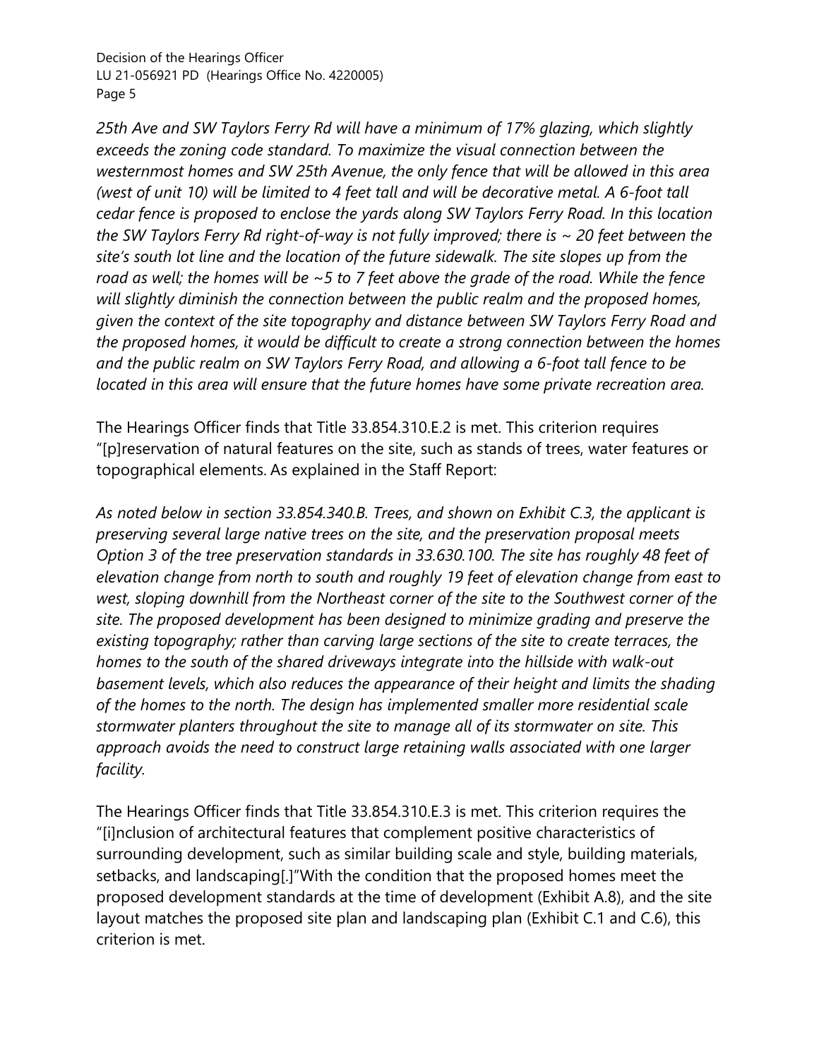*25th Ave and SW Taylors Ferry Rd will have a minimum of 17% glazing, which slightly exceeds the zoning code standard. To maximize the visual connection between the westernmost homes and SW 25th Avenue, the only fence that will be allowed in this area (west of unit 10) will be limited to 4 feet tall and will be decorative metal. A 6-foot tall cedar fence is proposed to enclose the yards along SW Taylors Ferry Road. In this location the SW Taylors Ferry Rd right-of-way is not fully improved; there is ~ 20 feet between the site's south lot line and the location of the future sidewalk. The site slopes up from the road as well; the homes will be ~5 to 7 feet above the grade of the road. While the fence will slightly diminish the connection between the public realm and the proposed homes, given the context of the site topography and distance between SW Taylors Ferry Road and the proposed homes, it would be difficult to create a strong connection between the homes and the public realm on SW Taylors Ferry Road, and allowing a 6-foot tall fence to be located in this area will ensure that the future homes have some private recreation area.*

The Hearings Officer finds that Title 33.854.310.E.2 is met. This criterion requires "[p]reservation of natural features on the site, such as stands of trees, water features or topographical elements. As explained in the Staff Report:

*As noted below in section 33.854.340.B. Trees, and shown on Exhibit C.3, the applicant is preserving several large native trees on the site, and the preservation proposal meets Option 3 of the tree preservation standards in 33.630.100. The site has roughly 48 feet of elevation change from north to south and roughly 19 feet of elevation change from east to west, sloping downhill from the Northeast corner of the site to the Southwest corner of the site. The proposed development has been designed to minimize grading and preserve the existing topography; rather than carving large sections of the site to create terraces, the homes to the south of the shared driveways integrate into the hillside with walk-out basement levels, which also reduces the appearance of their height and limits the shading of the homes to the north. The design has implemented smaller more residential scale stormwater planters throughout the site to manage all of its stormwater on site. This approach avoids the need to construct large retaining walls associated with one larger facility.*

The Hearings Officer finds that Title 33.854.310.E.3 is met. This criterion requires the "[i]nclusion of architectural features that complement positive characteristics of surrounding development, such as similar building scale and style, building materials, setbacks, and landscaping[.]"With the condition that the proposed homes meet the proposed development standards at the time of development (Exhibit A.8), and the site layout matches the proposed site plan and landscaping plan (Exhibit C.1 and C.6), this criterion is met.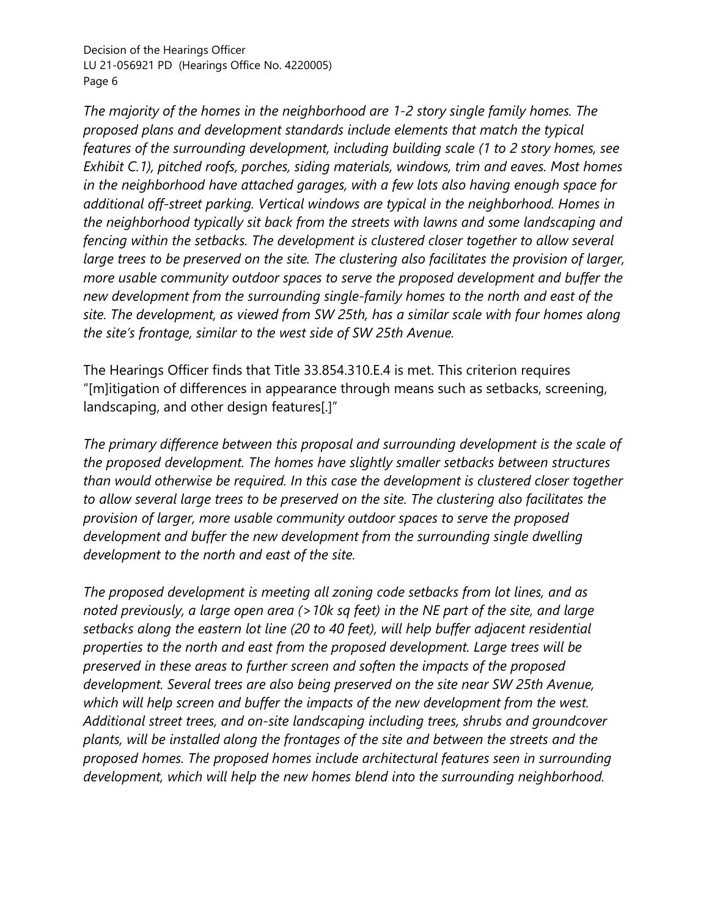*The majority of the homes in the neighborhood are 1-2 story single family homes. The proposed plans and development standards include elements that match the typical features of the surrounding development, including building scale (1 to 2 story homes, see Exhibit C.1), pitched roofs, porches, siding materials, windows, trim and eaves. Most homes in the neighborhood have attached garages, with a few lots also having enough space for additional off-street parking. Vertical windows are typical in the neighborhood. Homes in the neighborhood typically sit back from the streets with lawns and some landscaping and fencing within the setbacks. The development is clustered closer together to allow several large trees to be preserved on the site. The clustering also facilitates the provision of larger, more usable community outdoor spaces to serve the proposed development and buffer the new development from the surrounding single-family homes to the north and east of the site. The development, as viewed from SW 25th, has a similar scale with four homes along the site's frontage, similar to the west side of SW 25th Avenue.*

The Hearings Officer finds that Title 33.854.310.E.4 is met. This criterion requires "[m]itigation of differences in appearance through means such as setbacks, screening, landscaping, and other design features[.]"

*The primary difference between this proposal and surrounding development is the scale of the proposed development. The homes have slightly smaller setbacks between structures than would otherwise be required. In this case the development is clustered closer together to allow several large trees to be preserved on the site. The clustering also facilitates the provision of larger, more usable community outdoor spaces to serve the proposed development and buffer the new development from the surrounding single dwelling development to the north and east of the site.*

*The proposed development is meeting all zoning code setbacks from lot lines, and as noted previously, a large open area (>10k sq feet) in the NE part of the site, and large setbacks along the eastern lot line (20 to 40 feet), will help buffer adjacent residential properties to the north and east from the proposed development. Large trees will be preserved in these areas to further screen and soften the impacts of the proposed development. Several trees are also being preserved on the site near SW 25th Avenue, which will help screen and buffer the impacts of the new development from the west. Additional street trees, and on-site landscaping including trees, shrubs and groundcover plants, will be installed along the frontages of the site and between the streets and the proposed homes. The proposed homes include architectural features seen in surrounding development, which will help the new homes blend into the surrounding neighborhood.*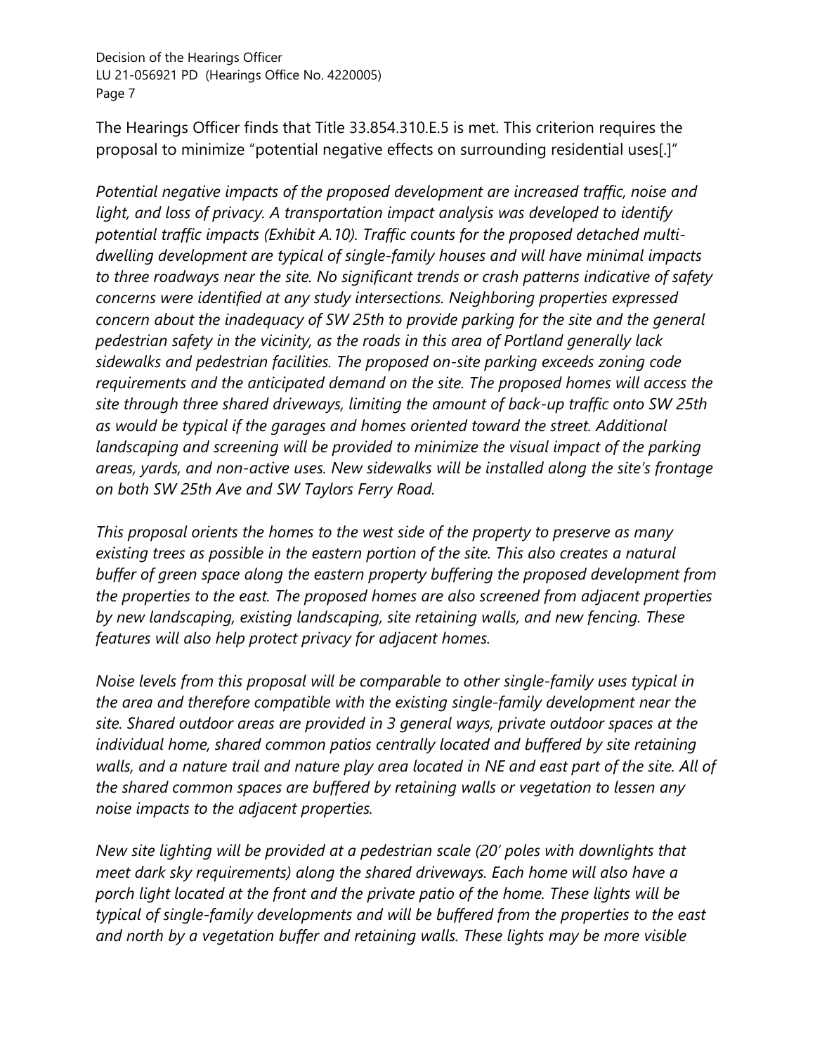The Hearings Officer finds that Title 33.854.310.E.5 is met. This criterion requires the proposal to minimize "potential negative effects on surrounding residential uses[.]"

*Potential negative impacts of the proposed development are increased traffic, noise and light, and loss of privacy. A transportation impact analysis was developed to identify potential traffic impacts (Exhibit A.10). Traffic counts for the proposed detached multi-dwelling development are typical of single-family houses and will have minimal impacts to three roadways near the site. No significant trends or crash patterns indicative of safety concerns were identified at any study intersections. Neighboring properties expressed concern about the inadequacy of SW 25th to provide parking for the site and the general pedestrian safety in the vicinity, as the roads in this area of Portland generally lack sidewalks and pedestrian facilities. The proposed on-site parking exceeds zoning code requirements and the anticipated demand on the site. The proposed homes will access the site through three shared driveways, limiting the amount of back-up traffic onto SW 25th as would be typical if the garages and homes oriented toward the street. Additional landscaping and screening will be provided to minimize the visual impact of the parking areas, yards, and non-active uses. New sidewalks will be installed along the site's frontage on both SW 25th Ave and SW Taylors Ferry Road.*

*This proposal orients the homes to the west side of the property to preserve as many existing trees as possible in the eastern portion of the site. This also creates a natural buffer of green space along the eastern property buffering the proposed development from the properties to the east. The proposed homes are also screened from adjacent properties by new landscaping, existing landscaping, site retaining walls, and new fencing. These features will also help protect privacy for adjacent homes.*

*Noise levels from this proposal will be comparable to other single-family uses typical in the area and therefore compatible with the existing single-family development near the site. Shared outdoor areas are provided in 3 general ways, private outdoor spaces at the individual home, shared common patios centrally located and buffered by site retaining walls, and a nature trail and nature play area located in NE and east part of the site. All of the shared common spaces are buffered by retaining walls or vegetation to lessen any noise impacts to the adjacent properties.*

*New site lighting will be provided at a pedestrian scale (20' poles with downlights that meet dark sky requirements) along the shared driveways. Each home will also have a porch light located at the front and the private patio of the home. These lights will be typical of single-family developments and will be buffered from the properties to the east and north by a vegetation buffer and retaining walls. These lights may be more visible*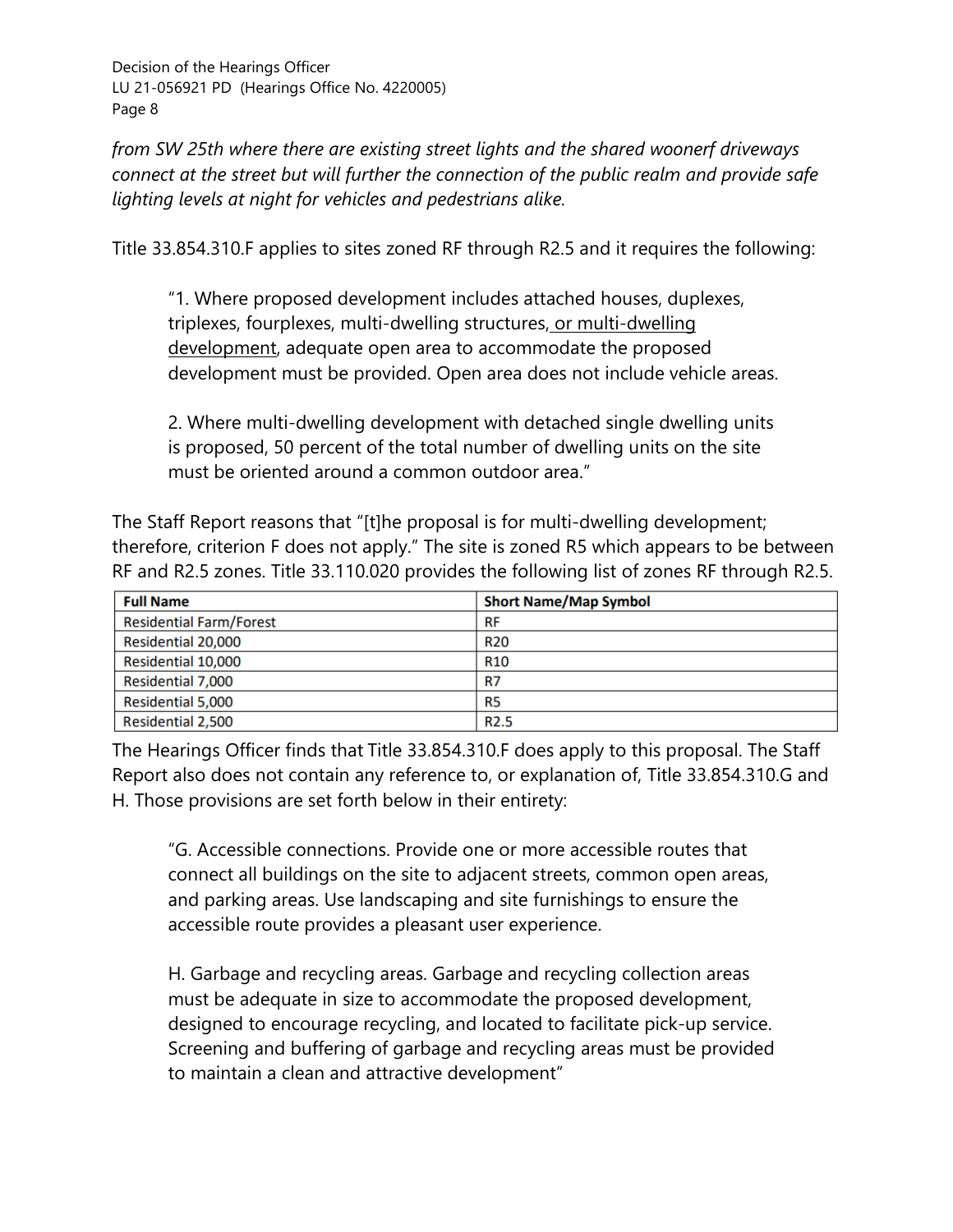*from SW 25th where there are existing street lights and the shared woonerf driveways connect at the street but will further the connection of the public realm and provide safe lighting levels at night for vehicles and pedestrians alike.*

Title 33.854.310.F applies to sites zoned RF through R2.5 and it requires the following:

> "1. Where proposed development includes attached houses, duplexes, triplexes, fourplexes, multi-dwelling structures, <u>or multi-dwelling development</u>, adequate open area to accommodate the proposed development must be provided. Open area does not include vehicle areas.
>
> 2. Where multi-dwelling development with detached single dwelling units is proposed, 50 percent of the total number of dwelling units on the site must be oriented around a common outdoor area."

The Staff Report reasons that "[t]he proposal is for multi-dwelling development; therefore, criterion F does not apply." The site is zoned R5 which appears to be between RF and R2.5 zones. Title 33.110.020 provides the following list of zones RF through R2.5.

| Full Name | Short Name/Map Symbol |
|---|---|
| Residential Farm/Forest | RF |
| Residential 20,000 | R20 |
| Residential 10,000 | R10 |
| Residential 7,000 | R7 |
| Residential 5,000 | R5 |
| Residential 2,500 | R2.5 |

The Hearings Officer finds that Title 33.854.310.F does apply to this proposal. The Staff Report also does not contain any reference to, or explanation of, Title 33.854.310.G and H. Those provisions are set forth below in their entirety:

> "G. Accessible connections. Provide one or more accessible routes that connect all buildings on the site to adjacent streets, common open areas, and parking areas. Use landscaping and site furnishings to ensure the accessible route provides a pleasant user experience.
>
> H. Garbage and recycling areas. Garbage and recycling collection areas must be adequate in size to accommodate the proposed development, designed to encourage recycling, and located to facilitate pick-up service. Screening and buffering of garbage and recycling areas must be provided to maintain a clean and attractive development"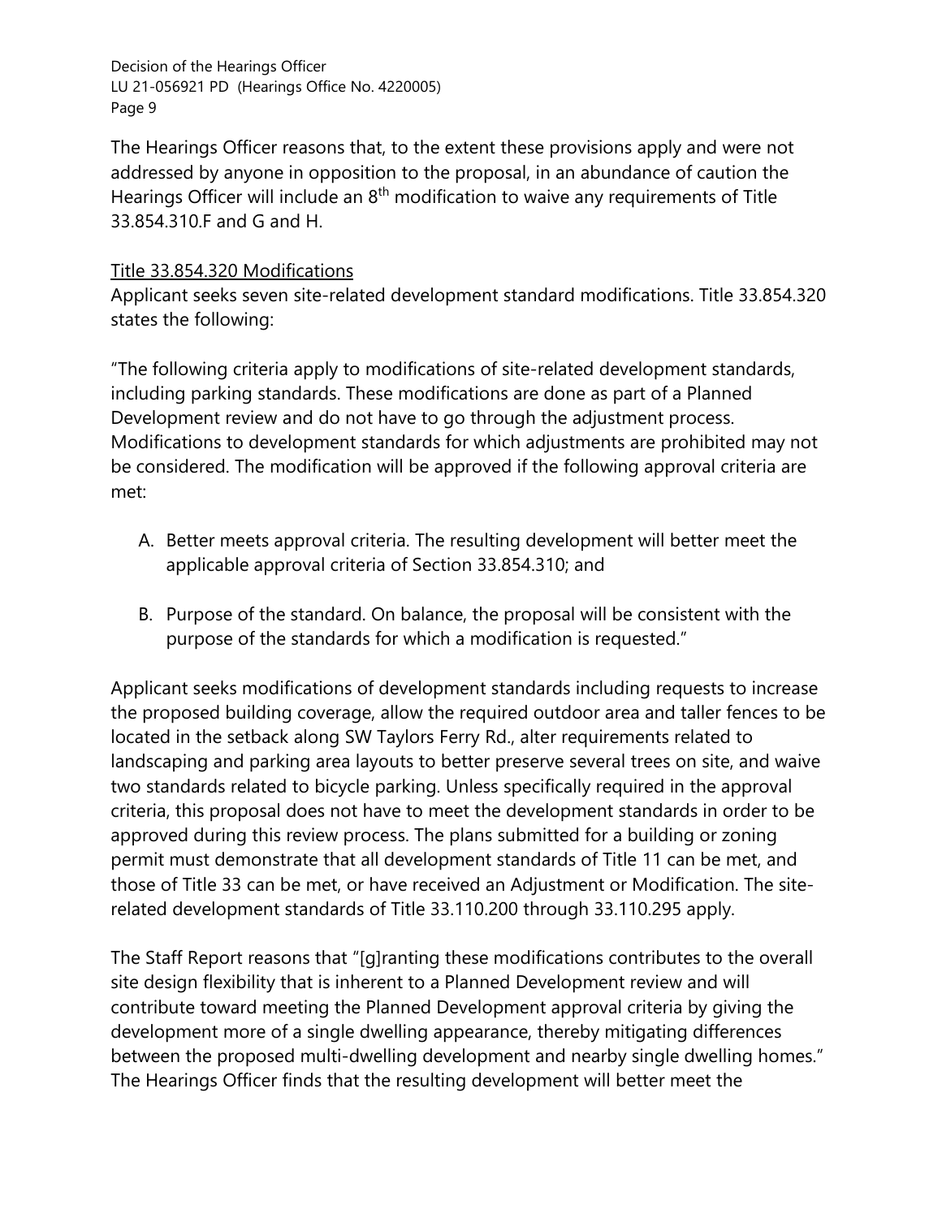The Hearings Officer reasons that, to the extent these provisions apply and were not addressed by anyone in opposition to the proposal, in an abundance of caution the Hearings Officer will include an 8th modification to waive any requirements of Title 33.854.310.F and G and H.

Title 33.854.320 Modifications

Applicant seeks seven site-related development standard modifications. Title 33.854.320 states the following:

"The following criteria apply to modifications of site-related development standards, including parking standards. These modifications are done as part of a Planned Development review and do not have to go through the adjustment process. Modifications to development standards for which adjustments are prohibited may not be considered. The modification will be approved if the following approval criteria are met:

A. Better meets approval criteria. The resulting development will better meet the applicable approval criteria of Section 33.854.310; and

B. Purpose of the standard. On balance, the proposal will be consistent with the purpose of the standards for which a modification is requested."

Applicant seeks modifications of development standards including requests to increase the proposed building coverage, allow the required outdoor area and taller fences to be located in the setback along SW Taylors Ferry Rd., alter requirements related to landscaping and parking area layouts to better preserve several trees on site, and waive two standards related to bicycle parking. Unless specifically required in the approval criteria, this proposal does not have to meet the development standards in order to be approved during this review process. The plans submitted for a building or zoning permit must demonstrate that all development standards of Title 11 can be met, and those of Title 33 can be met, or have received an Adjustment or Modification. The site-related development standards of Title 33.110.200 through 33.110.295 apply.

The Staff Report reasons that "[g]ranting these modifications contributes to the overall site design flexibility that is inherent to a Planned Development review and will contribute toward meeting the Planned Development approval criteria by giving the development more of a single dwelling appearance, thereby mitigating differences between the proposed multi-dwelling development and nearby single dwelling homes." The Hearings Officer finds that the resulting development will better meet the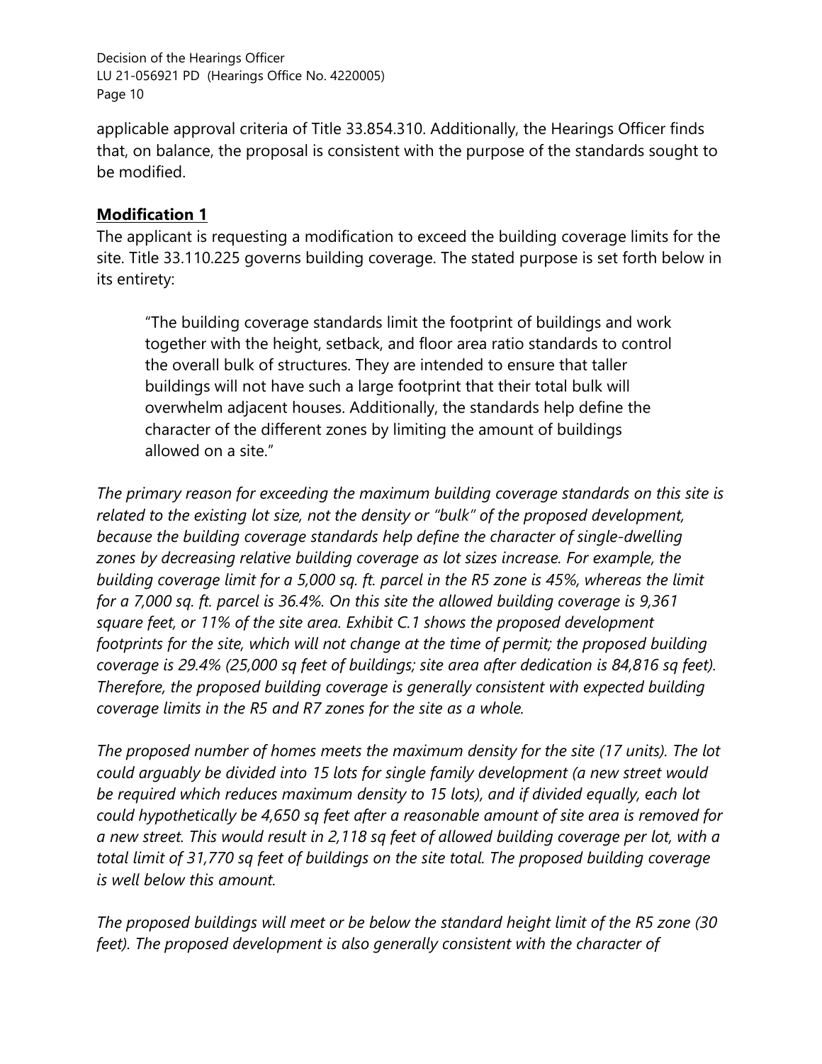applicable approval criteria of Title 33.854.310. Additionally, the Hearings Officer finds that, on balance, the proposal is consistent with the purpose of the standards sought to be modified.

**Modification 1**

The applicant is requesting a modification to exceed the building coverage limits for the site. Title 33.110.225 governs building coverage. The stated purpose is set forth below in its entirety:

> "The building coverage standards limit the footprint of buildings and work together with the height, setback, and floor area ratio standards to control the overall bulk of structures. They are intended to ensure that taller buildings will not have such a large footprint that their total bulk will overwhelm adjacent houses. Additionally, the standards help define the character of the different zones by limiting the amount of buildings allowed on a site."

*The primary reason for exceeding the maximum building coverage standards on this site is related to the existing lot size, not the density or "bulk" of the proposed development, because the building coverage standards help define the character of single-dwelling zones by decreasing relative building coverage as lot sizes increase. For example, the building coverage limit for a 5,000 sq. ft. parcel in the R5 zone is 45%, whereas the limit for a 7,000 sq. ft. parcel is 36.4%. On this site the allowed building coverage is 9,361 square feet, or 11% of the site area. Exhibit C.1 shows the proposed development footprints for the site, which will not change at the time of permit; the proposed building coverage is 29.4% (25,000 sq feet of buildings; site area after dedication is 84,816 sq feet). Therefore, the proposed building coverage is generally consistent with expected building coverage limits in the R5 and R7 zones for the site as a whole.*

*The proposed number of homes meets the maximum density for the site (17 units). The lot could arguably be divided into 15 lots for single family development (a new street would be required which reduces maximum density to 15 lots), and if divided equally, each lot could hypothetically be 4,650 sq feet after a reasonable amount of site area is removed for a new street. This would result in 2,118 sq feet of allowed building coverage per lot, with a total limit of 31,770 sq feet of buildings on the site total. The proposed building coverage is well below this amount.*

*The proposed buildings will meet or be below the standard height limit of the R5 zone (30 feet). The proposed development is also generally consistent with the character of*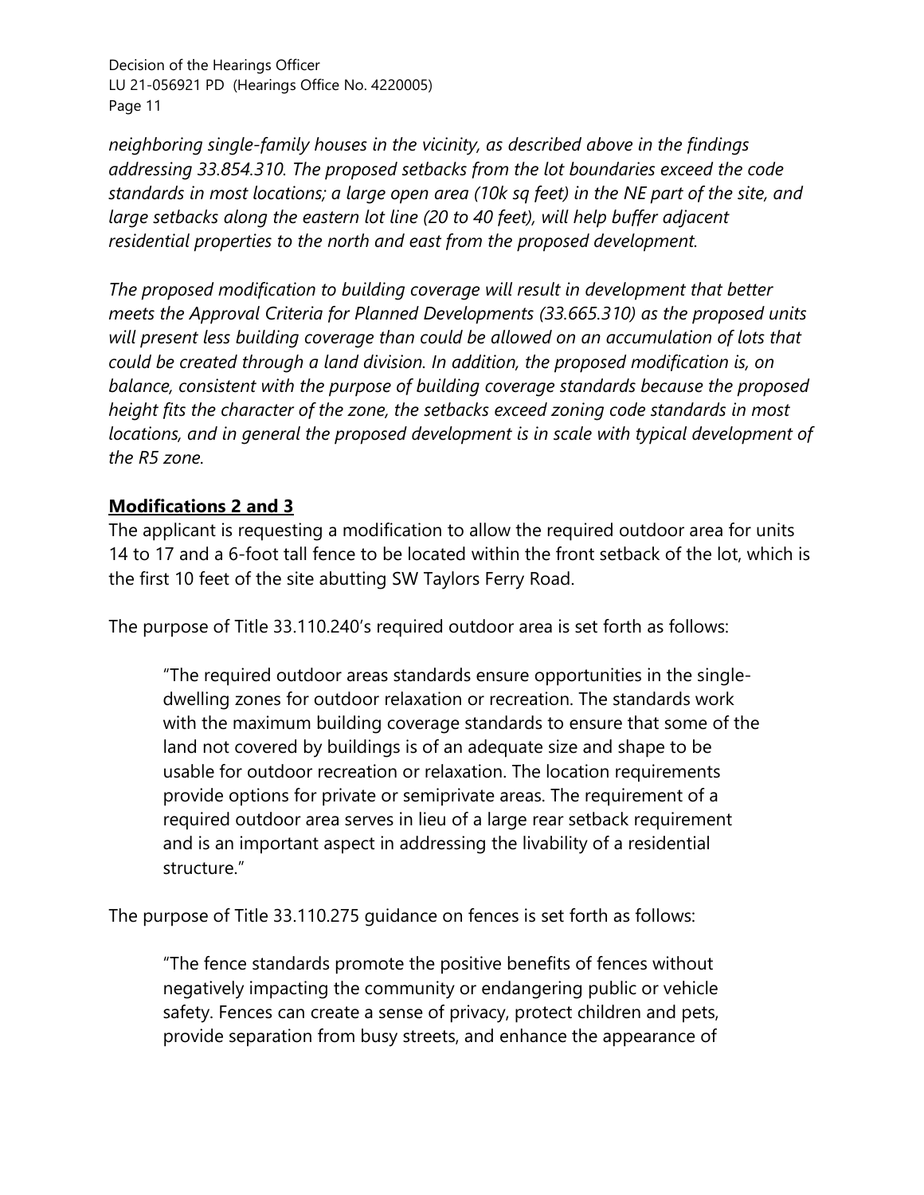*neighboring single-family houses in the vicinity, as described above in the findings addressing 33.854.310. The proposed setbacks from the lot boundaries exceed the code standards in most locations; a large open area (10k sq feet) in the NE part of the site, and large setbacks along the eastern lot line (20 to 40 feet), will help buffer adjacent residential properties to the north and east from the proposed development.*

*The proposed modification to building coverage will result in development that better meets the Approval Criteria for Planned Developments (33.665.310) as the proposed units will present less building coverage than could be allowed on an accumulation of lots that could be created through a land division. In addition, the proposed modification is, on balance, consistent with the purpose of building coverage standards because the proposed height fits the character of the zone, the setbacks exceed zoning code standards in most locations, and in general the proposed development is in scale with typical development of the R5 zone.*

**Modifications 2 and 3**

The applicant is requesting a modification to allow the required outdoor area for units 14 to 17 and a 6-foot tall fence to be located within the front setback of the lot, which is the first 10 feet of the site abutting SW Taylors Ferry Road.

The purpose of Title 33.110.240's required outdoor area is set forth as follows:

> "The required outdoor areas standards ensure opportunities in the single-dwelling zones for outdoor relaxation or recreation. The standards work with the maximum building coverage standards to ensure that some of the land not covered by buildings is of an adequate size and shape to be usable for outdoor recreation or relaxation. The location requirements provide options for private or semiprivate areas. The requirement of a required outdoor area serves in lieu of a large rear setback requirement and is an important aspect in addressing the livability of a residential structure."

The purpose of Title 33.110.275 guidance on fences is set forth as follows:

> "The fence standards promote the positive benefits of fences without negatively impacting the community or endangering public or vehicle safety. Fences can create a sense of privacy, protect children and pets, provide separation from busy streets, and enhance the appearance of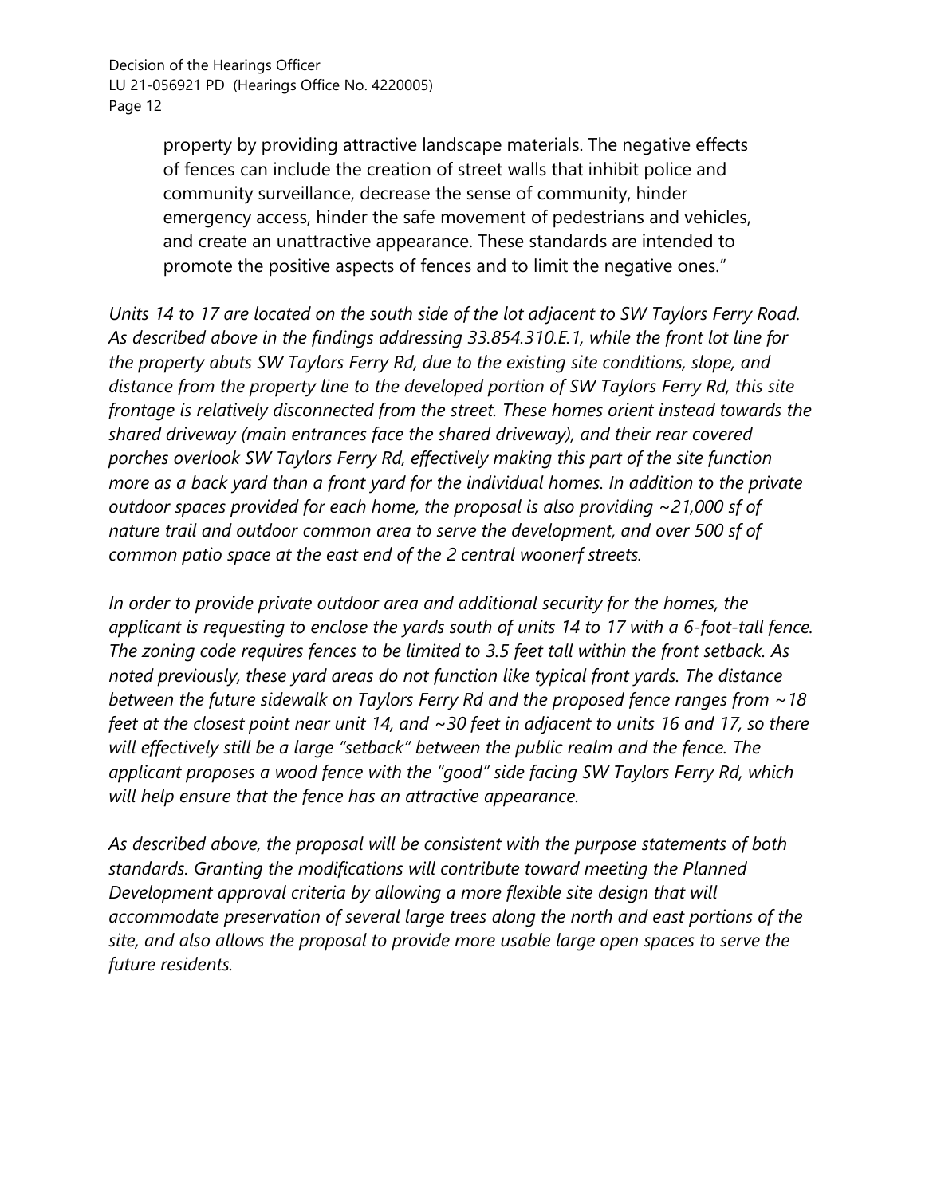> property by providing attractive landscape materials. The negative effects of fences can include the creation of street walls that inhibit police and community surveillance, decrease the sense of community, hinder emergency access, hinder the safe movement of pedestrians and vehicles, and create an unattractive appearance. These standards are intended to promote the positive aspects of fences and to limit the negative ones."

*Units 14 to 17 are located on the south side of the lot adjacent to SW Taylors Ferry Road. As described above in the findings addressing 33.854.310.E.1, while the front lot line for the property abuts SW Taylors Ferry Rd, due to the existing site conditions, slope, and distance from the property line to the developed portion of SW Taylors Ferry Rd, this site frontage is relatively disconnected from the street. These homes orient instead towards the shared driveway (main entrances face the shared driveway), and their rear covered porches overlook SW Taylors Ferry Rd, effectively making this part of the site function more as a back yard than a front yard for the individual homes. In addition to the private outdoor spaces provided for each home, the proposal is also providing ~21,000 sf of nature trail and outdoor common area to serve the development, and over 500 sf of common patio space at the east end of the 2 central woonerf streets.*

*In order to provide private outdoor area and additional security for the homes, the applicant is requesting to enclose the yards south of units 14 to 17 with a 6-foot-tall fence. The zoning code requires fences to be limited to 3.5 feet tall within the front setback. As noted previously, these yard areas do not function like typical front yards. The distance between the future sidewalk on Taylors Ferry Rd and the proposed fence ranges from ~18 feet at the closest point near unit 14, and ~30 feet in adjacent to units 16 and 17, so there will effectively still be a large "setback" between the public realm and the fence. The applicant proposes a wood fence with the "good" side facing SW Taylors Ferry Rd, which will help ensure that the fence has an attractive appearance.*

*As described above, the proposal will be consistent with the purpose statements of both standards. Granting the modifications will contribute toward meeting the Planned Development approval criteria by allowing a more flexible site design that will accommodate preservation of several large trees along the north and east portions of the site, and also allows the proposal to provide more usable large open spaces to serve the future residents.*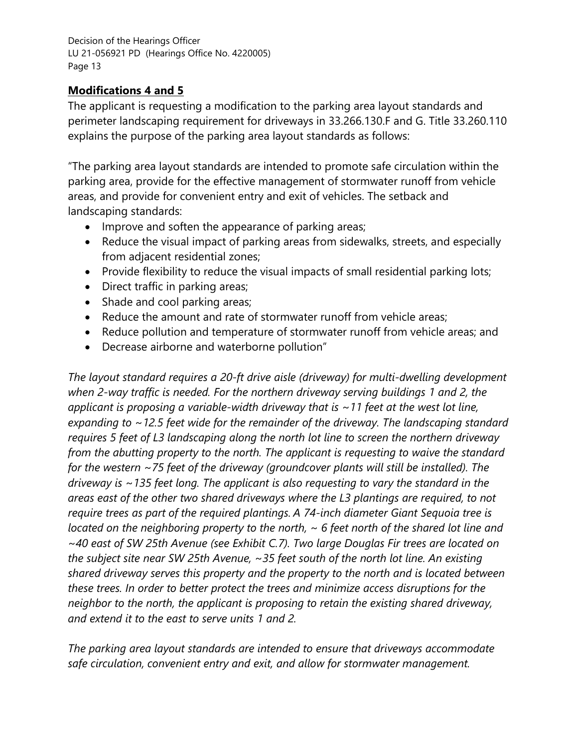## **Modifications 4 and 5**

The applicant is requesting a modification to the parking area layout standards and perimeter landscaping requirement for driveways in 33.266.130.F and G. Title 33.260.110 explains the purpose of the parking area layout standards as follows:

"The parking area layout standards are intended to promote safe circulation within the parking area, provide for the effective management of stormwater runoff from vehicle areas, and provide for convenient entry and exit of vehicles. The setback and landscaping standards:

- Improve and soften the appearance of parking areas;
- Reduce the visual impact of parking areas from sidewalks, streets, and especially from adjacent residential zones;
- Provide flexibility to reduce the visual impacts of small residential parking lots;
- Direct traffic in parking areas;
- Shade and cool parking areas;
- Reduce the amount and rate of stormwater runoff from vehicle areas;
- Reduce pollution and temperature of stormwater runoff from vehicle areas; and
- Decrease airborne and waterborne pollution"

*The layout standard requires a 20-ft drive aisle (driveway) for multi-dwelling development when 2-way traffic is needed. For the northern driveway serving buildings 1 and 2, the applicant is proposing a variable-width driveway that is ~11 feet at the west lot line, expanding to ~12.5 feet wide for the remainder of the driveway. The landscaping standard requires 5 feet of L3 landscaping along the north lot line to screen the northern driveway from the abutting property to the north. The applicant is requesting to waive the standard for the western ~75 feet of the driveway (groundcover plants will still be installed). The driveway is ~135 feet long. The applicant is also requesting to vary the standard in the areas east of the other two shared driveways where the L3 plantings are required, to not require trees as part of the required plantings. A 74-inch diameter Giant Sequoia tree is located on the neighboring property to the north, ~ 6 feet north of the shared lot line and ~40 east of SW 25th Avenue (see Exhibit C.7). Two large Douglas Fir trees are located on the subject site near SW 25th Avenue, ~35 feet south of the north lot line. An existing shared driveway serves this property and the property to the north and is located between these trees. In order to better protect the trees and minimize access disruptions for the neighbor to the north, the applicant is proposing to retain the existing shared driveway, and extend it to the east to serve units 1 and 2.*

*The parking area layout standards are intended to ensure that driveways accommodate safe circulation, convenient entry and exit, and allow for stormwater management.*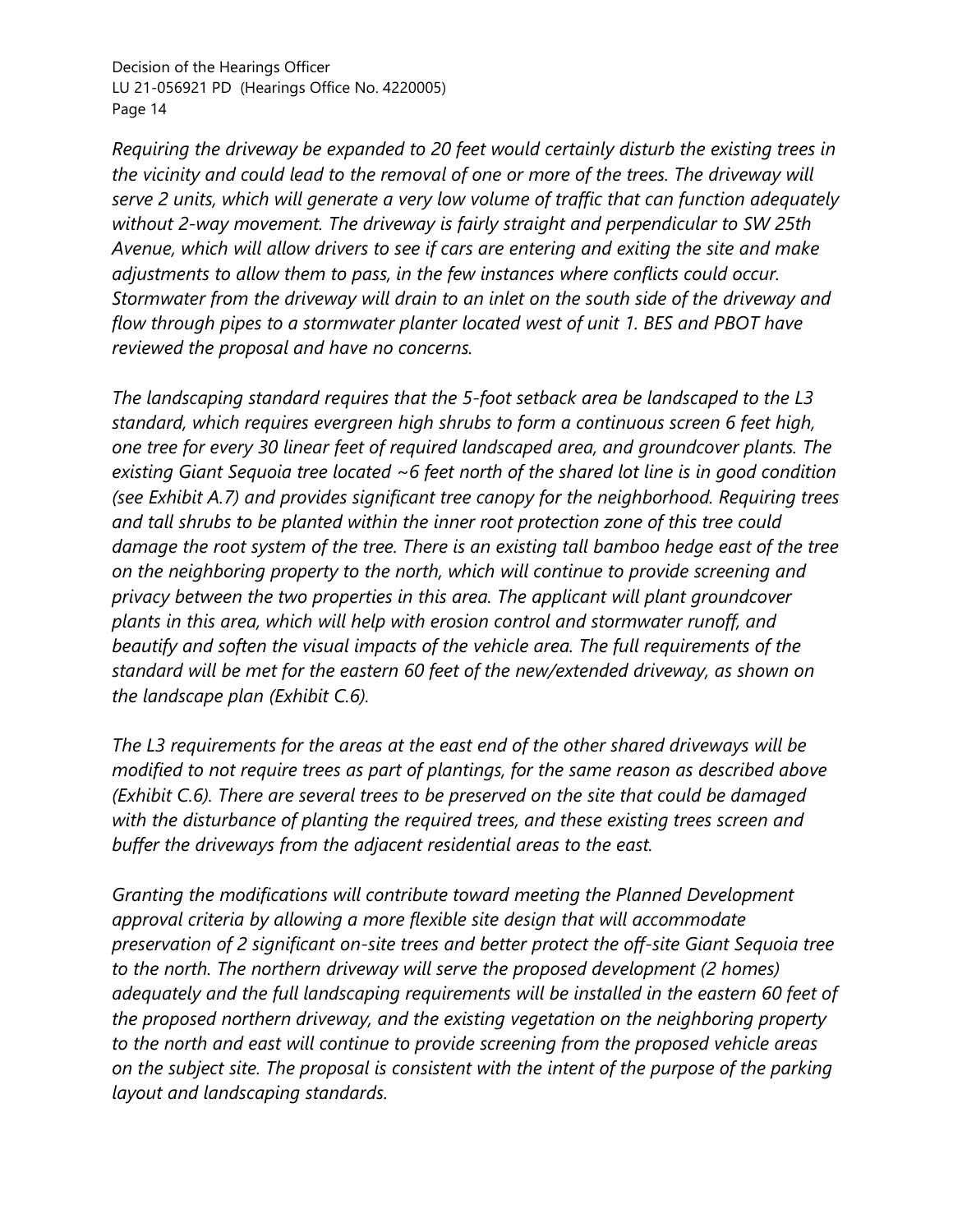*Requiring the driveway be expanded to 20 feet would certainly disturb the existing trees in the vicinity and could lead to the removal of one or more of the trees. The driveway will serve 2 units, which will generate a very low volume of traffic that can function adequately without 2-way movement. The driveway is fairly straight and perpendicular to SW 25th Avenue, which will allow drivers to see if cars are entering and exiting the site and make adjustments to allow them to pass, in the few instances where conflicts could occur. Stormwater from the driveway will drain to an inlet on the south side of the driveway and flow through pipes to a stormwater planter located west of unit 1. BES and PBOT have reviewed the proposal and have no concerns.*

*The landscaping standard requires that the 5-foot setback area be landscaped to the L3 standard, which requires evergreen high shrubs to form a continuous screen 6 feet high, one tree for every 30 linear feet of required landscaped area, and groundcover plants. The existing Giant Sequoia tree located ~6 feet north of the shared lot line is in good condition (see Exhibit A.7) and provides significant tree canopy for the neighborhood. Requiring trees and tall shrubs to be planted within the inner root protection zone of this tree could damage the root system of the tree. There is an existing tall bamboo hedge east of the tree on the neighboring property to the north, which will continue to provide screening and privacy between the two properties in this area. The applicant will plant groundcover plants in this area, which will help with erosion control and stormwater runoff, and beautify and soften the visual impacts of the vehicle area. The full requirements of the standard will be met for the eastern 60 feet of the new/extended driveway, as shown on the landscape plan (Exhibit C.6).*

*The L3 requirements for the areas at the east end of the other shared driveways will be modified to not require trees as part of plantings, for the same reason as described above (Exhibit C.6). There are several trees to be preserved on the site that could be damaged with the disturbance of planting the required trees, and these existing trees screen and buffer the driveways from the adjacent residential areas to the east.*

*Granting the modifications will contribute toward meeting the Planned Development approval criteria by allowing a more flexible site design that will accommodate preservation of 2 significant on-site trees and better protect the off-site Giant Sequoia tree to the north. The northern driveway will serve the proposed development (2 homes) adequately and the full landscaping requirements will be installed in the eastern 60 feet of the proposed northern driveway, and the existing vegetation on the neighboring property to the north and east will continue to provide screening from the proposed vehicle areas on the subject site. The proposal is consistent with the intent of the purpose of the parking layout and landscaping standards.*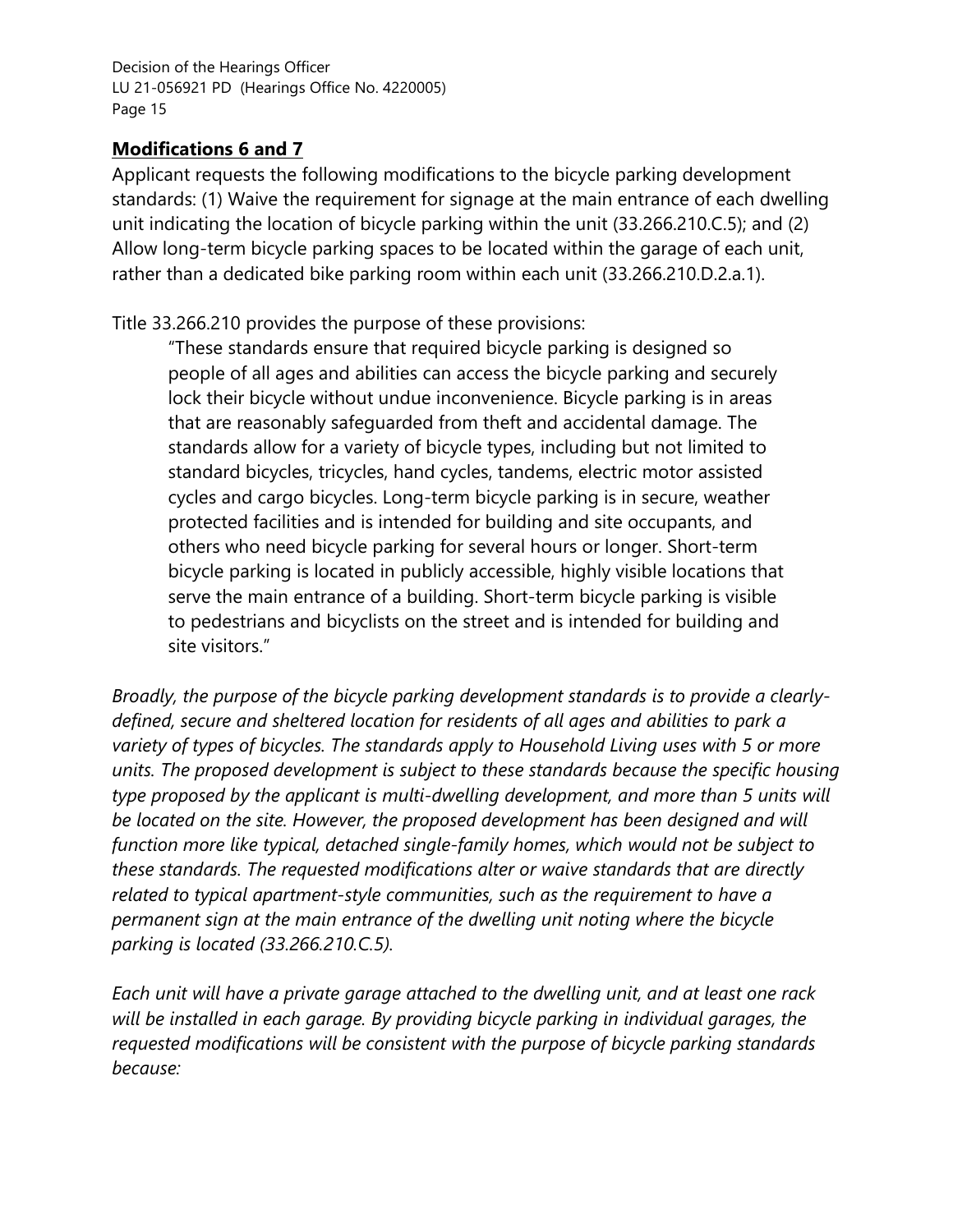**Modifications 6 and 7**

Applicant requests the following modifications to the bicycle parking development standards: (1) Waive the requirement for signage at the main entrance of each dwelling unit indicating the location of bicycle parking within the unit (33.266.210.C.5); and (2) Allow long-term bicycle parking spaces to be located within the garage of each unit, rather than a dedicated bike parking room within each unit (33.266.210.D.2.a.1).

Title 33.266.210 provides the purpose of these provisions:

> "These standards ensure that required bicycle parking is designed so people of all ages and abilities can access the bicycle parking and securely lock their bicycle without undue inconvenience. Bicycle parking is in areas that are reasonably safeguarded from theft and accidental damage. The standards allow for a variety of bicycle types, including but not limited to standard bicycles, tricycles, hand cycles, tandems, electric motor assisted cycles and cargo bicycles. Long-term bicycle parking is in secure, weather protected facilities and is intended for building and site occupants, and others who need bicycle parking for several hours or longer. Short-term bicycle parking is located in publicly accessible, highly visible locations that serve the main entrance of a building. Short-term bicycle parking is visible to pedestrians and bicyclists on the street and is intended for building and site visitors."

*Broadly, the purpose of the bicycle parking development standards is to provide a clearly-defined, secure and sheltered location for residents of all ages and abilities to park a variety of types of bicycles. The standards apply to Household Living uses with 5 or more units. The proposed development is subject to these standards because the specific housing type proposed by the applicant is multi-dwelling development, and more than 5 units will be located on the site. However, the proposed development has been designed and will function more like typical, detached single-family homes, which would not be subject to these standards. The requested modifications alter or waive standards that are directly related to typical apartment-style communities, such as the requirement to have a permanent sign at the main entrance of the dwelling unit noting where the bicycle parking is located (33.266.210.C.5).*

*Each unit will have a private garage attached to the dwelling unit, and at least one rack will be installed in each garage. By providing bicycle parking in individual garages, the requested modifications will be consistent with the purpose of bicycle parking standards because:*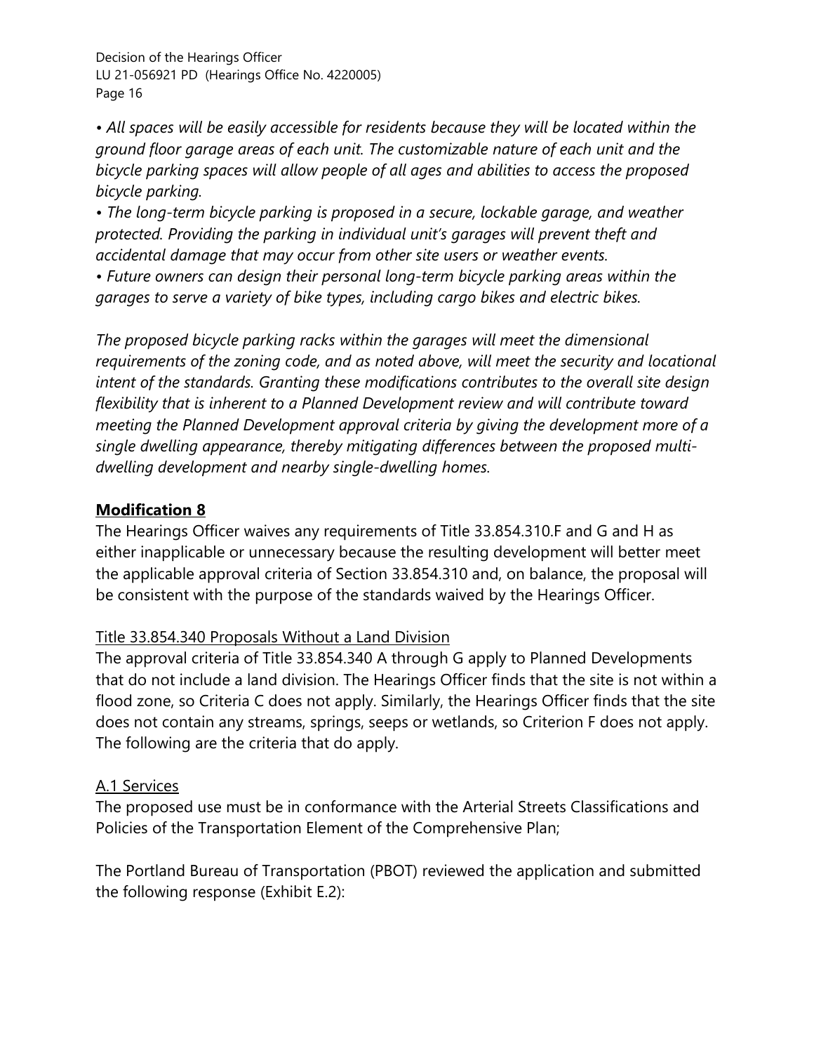*• All spaces will be easily accessible for residents because they will be located within the ground floor garage areas of each unit. The customizable nature of each unit and the bicycle parking spaces will allow people of all ages and abilities to access the proposed bicycle parking.*
*• The long-term bicycle parking is proposed in a secure, lockable garage, and weather protected. Providing the parking in individual unit's garages will prevent theft and accidental damage that may occur from other site users or weather events.*
*• Future owners can design their personal long-term bicycle parking areas within the garages to serve a variety of bike types, including cargo bikes and electric bikes.*

*The proposed bicycle parking racks within the garages will meet the dimensional requirements of the zoning code, and as noted above, will meet the security and locational intent of the standards. Granting these modifications contributes to the overall site design flexibility that is inherent to a Planned Development review and will contribute toward meeting the Planned Development approval criteria by giving the development more of a single dwelling appearance, thereby mitigating differences between the proposed multi-dwelling development and nearby single-dwelling homes.*

**Modification 8**

The Hearings Officer waives any requirements of Title 33.854.310.F and G and H as either inapplicable or unnecessary because the resulting development will better meet the applicable approval criteria of Section 33.854.310 and, on balance, the proposal will be consistent with the purpose of the standards waived by the Hearings Officer.

Title 33.854.340 Proposals Without a Land Division

The approval criteria of Title 33.854.340 A through G apply to Planned Developments that do not include a land division. The Hearings Officer finds that the site is not within a flood zone, so Criteria C does not apply. Similarly, the Hearings Officer finds that the site does not contain any streams, springs, seeps or wetlands, so Criterion F does not apply. The following are the criteria that do apply.

A.1 Services

The proposed use must be in conformance with the Arterial Streets Classifications and Policies of the Transportation Element of the Comprehensive Plan;

The Portland Bureau of Transportation (PBOT) reviewed the application and submitted the following response (Exhibit E.2):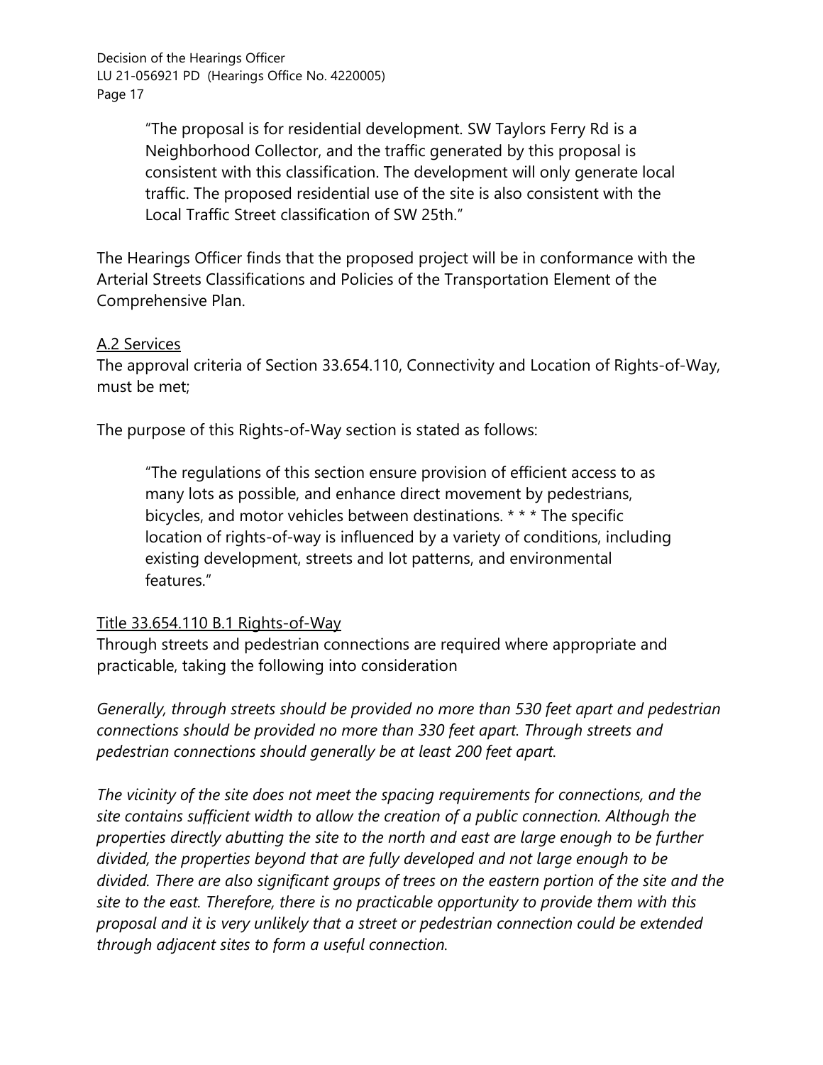> "The proposal is for residential development. SW Taylors Ferry Rd is a Neighborhood Collector, and the traffic generated by this proposal is consistent with this classification. The development will only generate local traffic. The proposed residential use of the site is also consistent with the Local Traffic Street classification of SW 25th."

The Hearings Officer finds that the proposed project will be in conformance with the Arterial Streets Classifications and Policies of the Transportation Element of the Comprehensive Plan.

A.2 Services
The approval criteria of Section 33.654.110, Connectivity and Location of Rights-of-Way, must be met;

The purpose of this Rights-of-Way section is stated as follows:

> "The regulations of this section ensure provision of efficient access to as many lots as possible, and enhance direct movement by pedestrians, bicycles, and motor vehicles between destinations. * * * The specific location of rights-of-way is influenced by a variety of conditions, including existing development, streets and lot patterns, and environmental features."

Title 33.654.110 B.1 Rights-of-Way
Through streets and pedestrian connections are required where appropriate and practicable, taking the following into consideration

*Generally, through streets should be provided no more than 530 feet apart and pedestrian connections should be provided no more than 330 feet apart. Through streets and pedestrian connections should generally be at least 200 feet apart.*

*The vicinity of the site does not meet the spacing requirements for connections, and the site contains sufficient width to allow the creation of a public connection. Although the properties directly abutting the site to the north and east are large enough to be further divided, the properties beyond that are fully developed and not large enough to be divided. There are also significant groups of trees on the eastern portion of the site and the site to the east. Therefore, there is no practicable opportunity to provide them with this proposal and it is very unlikely that a street or pedestrian connection could be extended through adjacent sites to form a useful connection.*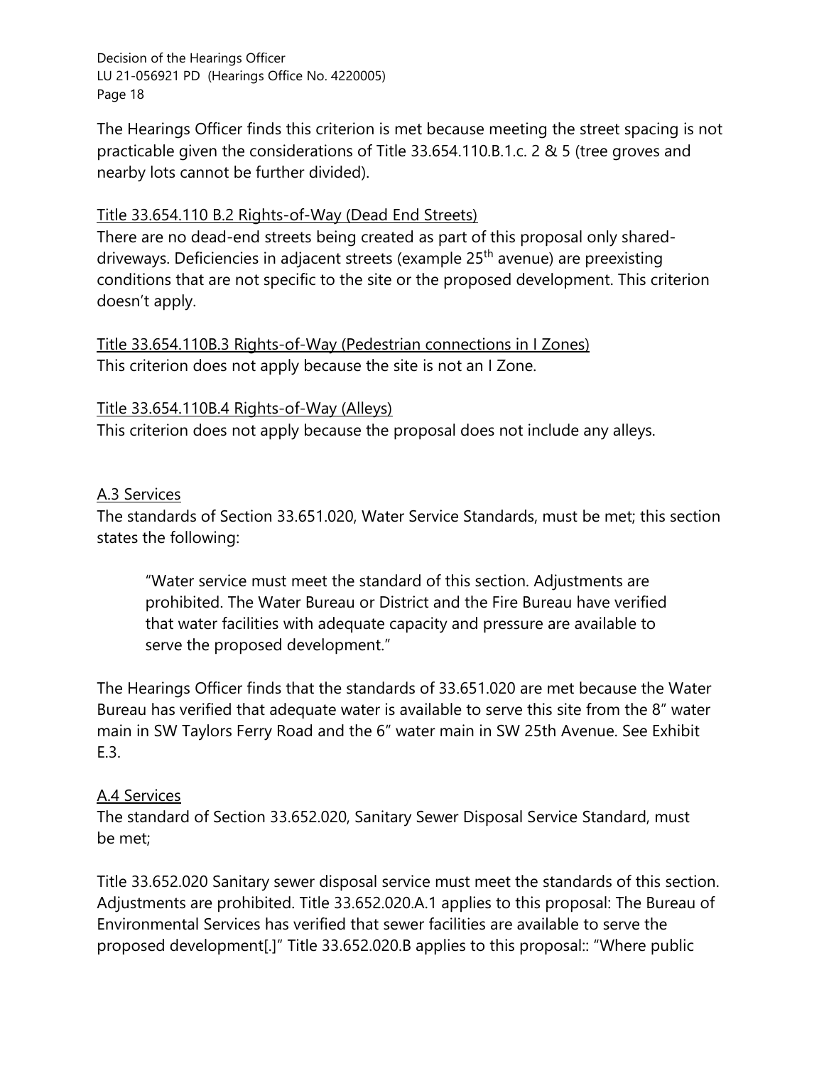The Hearings Officer finds this criterion is met because meeting the street spacing is not practicable given the considerations of Title 33.654.110.B.1.c. 2 & 5 (tree groves and nearby lots cannot be further divided).

<u>Title 33.654.110 B.2 Rights-of-Way (Dead End Streets)</u>

There are no dead-end streets being created as part of this proposal only shared-driveways. Deficiencies in adjacent streets (example 25th avenue) are preexisting conditions that are not specific to the site or the proposed development. This criterion doesn't apply.

<u>Title 33.654.110B.3 Rights-of-Way (Pedestrian connections in I Zones)</u>

This criterion does not apply because the site is not an I Zone.

<u>Title 33.654.110B.4 Rights-of-Way (Alleys)</u>

This criterion does not apply because the proposal does not include any alleys.

<u>A.3 Services</u>

The standards of Section 33.651.020, Water Service Standards, must be met; this section states the following:

> "Water service must meet the standard of this section. Adjustments are prohibited. The Water Bureau or District and the Fire Bureau have verified that water facilities with adequate capacity and pressure are available to serve the proposed development."

The Hearings Officer finds that the standards of 33.651.020 are met because the Water Bureau has verified that adequate water is available to serve this site from the 8" water main in SW Taylors Ferry Road and the 6" water main in SW 25th Avenue. See Exhibit E.3.

<u>A.4 Services</u>

The standard of Section 33.652.020, Sanitary Sewer Disposal Service Standard, must be met;

Title 33.652.020 Sanitary sewer disposal service must meet the standards of this section. Adjustments are prohibited. Title 33.652.020.A.1 applies to this proposal: The Bureau of Environmental Services has verified that sewer facilities are available to serve the proposed development[.]" Title 33.652.020.B applies to this proposal:: "Where public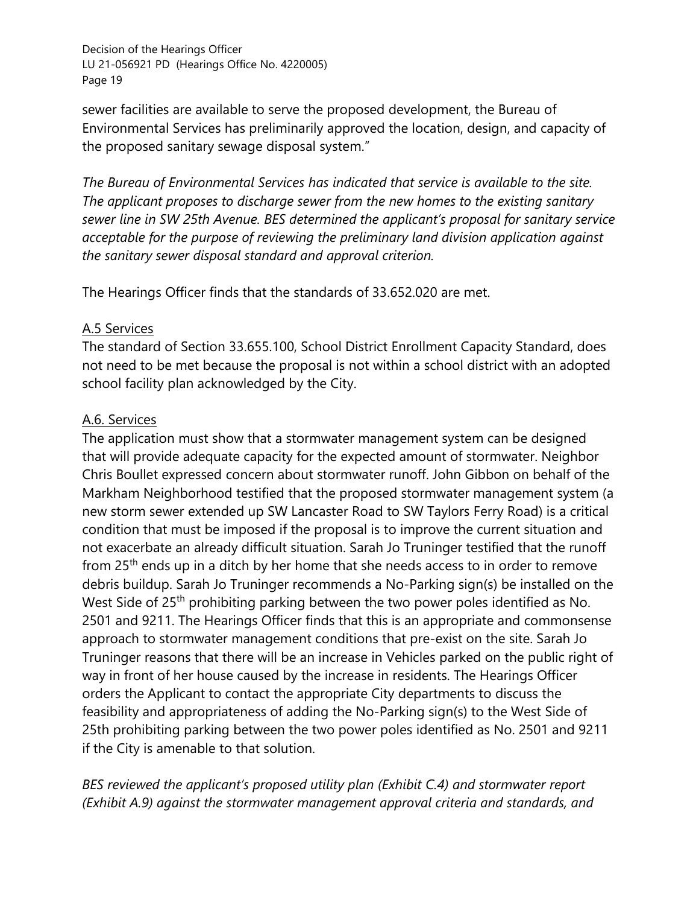sewer facilities are available to serve the proposed development, the Bureau of Environmental Services has preliminarily approved the location, design, and capacity of the proposed sanitary sewage disposal system."

*The Bureau of Environmental Services has indicated that service is available to the site. The applicant proposes to discharge sewer from the new homes to the existing sanitary sewer line in SW 25th Avenue. BES determined the applicant's proposal for sanitary service acceptable for the purpose of reviewing the preliminary land division application against the sanitary sewer disposal standard and approval criterion.*

The Hearings Officer finds that the standards of 33.652.020 are met.

A.5 Services

The standard of Section 33.655.100, School District Enrollment Capacity Standard, does not need to be met because the proposal is not within a school district with an adopted school facility plan acknowledged by the City.

A.6. Services

The application must show that a stormwater management system can be designed that will provide adequate capacity for the expected amount of stormwater. Neighbor Chris Boullet expressed concern about stormwater runoff. John Gibbon on behalf of the Markham Neighborhood testified that the proposed stormwater management system (a new storm sewer extended up SW Lancaster Road to SW Taylors Ferry Road) is a critical condition that must be imposed if the proposal is to improve the current situation and not exacerbate an already difficult situation. Sarah Jo Truninger testified that the runoff from 25th ends up in a ditch by her home that she needs access to in order to remove debris buildup. Sarah Jo Truninger recommends a No-Parking sign(s) be installed on the West Side of 25th prohibiting parking between the two power poles identified as No. 2501 and 9211. The Hearings Officer finds that this is an appropriate and commonsense approach to stormwater management conditions that pre-exist on the site. Sarah Jo Truninger reasons that there will be an increase in Vehicles parked on the public right of way in front of her house caused by the increase in residents. The Hearings Officer orders the Applicant to contact the appropriate City departments to discuss the feasibility and appropriateness of adding the No-Parking sign(s) to the West Side of 25th prohibiting parking between the two power poles identified as No. 2501 and 9211 if the City is amenable to that solution.

*BES reviewed the applicant's proposed utility plan (Exhibit C.4) and stormwater report (Exhibit A.9) against the stormwater management approval criteria and standards, and*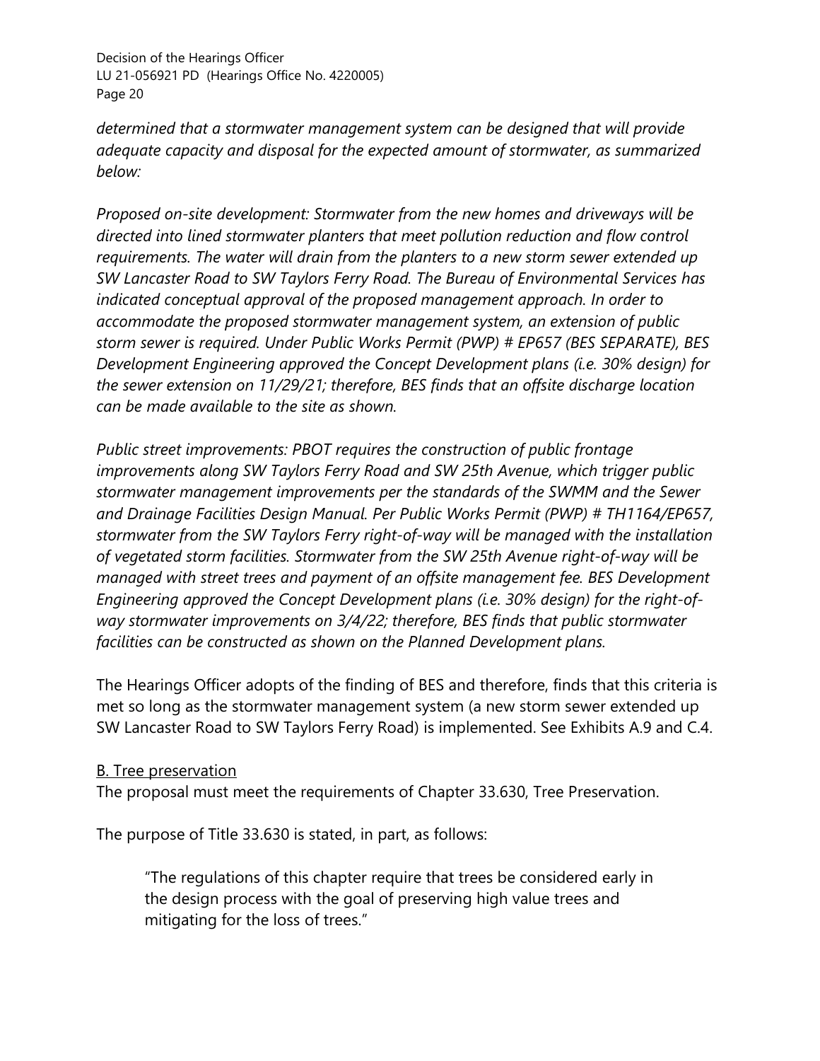*determined that a stormwater management system can be designed that will provide adequate capacity and disposal for the expected amount of stormwater, as summarized below:*

*Proposed on-site development: Stormwater from the new homes and driveways will be directed into lined stormwater planters that meet pollution reduction and flow control requirements. The water will drain from the planters to a new storm sewer extended up SW Lancaster Road to SW Taylors Ferry Road. The Bureau of Environmental Services has indicated conceptual approval of the proposed management approach. In order to accommodate the proposed stormwater management system, an extension of public storm sewer is required. Under Public Works Permit (PWP) # EP657 (BES SEPARATE), BES Development Engineering approved the Concept Development plans (i.e. 30% design) for the sewer extension on 11/29/21; therefore, BES finds that an offsite discharge location can be made available to the site as shown.*

*Public street improvements: PBOT requires the construction of public frontage improvements along SW Taylors Ferry Road and SW 25th Avenue, which trigger public stormwater management improvements per the standards of the SWMM and the Sewer and Drainage Facilities Design Manual. Per Public Works Permit (PWP) # TH1164/EP657, stormwater from the SW Taylors Ferry right-of-way will be managed with the installation of vegetated storm facilities. Stormwater from the SW 25th Avenue right-of-way will be managed with street trees and payment of an offsite management fee. BES Development Engineering approved the Concept Development plans (i.e. 30% design) for the right-of-way stormwater improvements on 3/4/22; therefore, BES finds that public stormwater facilities can be constructed as shown on the Planned Development plans.*

The Hearings Officer adopts of the finding of BES and therefore, finds that this criteria is met so long as the stormwater management system (a new storm sewer extended up SW Lancaster Road to SW Taylors Ferry Road) is implemented. See Exhibits A.9 and C.4.

B. Tree preservation

The proposal must meet the requirements of Chapter 33.630, Tree Preservation.

The purpose of Title 33.630 is stated, in part, as follows:

> "The regulations of this chapter require that trees be considered early in the design process with the goal of preserving high value trees and mitigating for the loss of trees."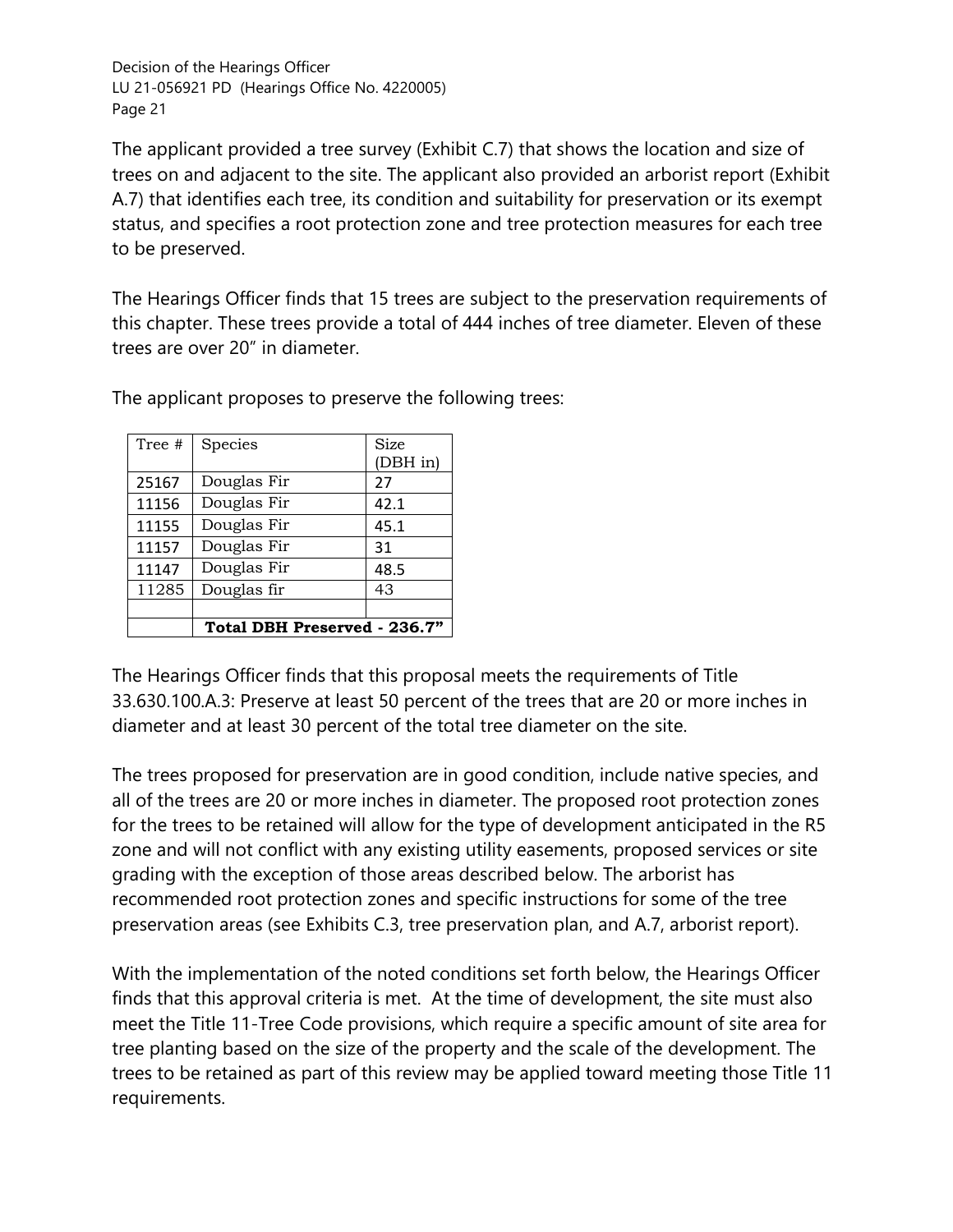The applicant provided a tree survey (Exhibit C.7) that shows the location and size of trees on and adjacent to the site. The applicant also provided an arborist report (Exhibit A.7) that identifies each tree, its condition and suitability for preservation or its exempt status, and specifies a root protection zone and tree protection measures for each tree to be preserved.

The Hearings Officer finds that 15 trees are subject to the preservation requirements of this chapter. These trees provide a total of 444 inches of tree diameter. Eleven of these trees are over 20" in diameter.

The applicant proposes to preserve the following trees:

| Tree # | Species | Size (DBH in) |
|---|---|---|
| 25167 | Douglas Fir | 27 |
| 11156 | Douglas Fir | 42.1 |
| 11155 | Douglas Fir | 45.1 |
| 11157 | Douglas Fir | 31 |
| 11147 | Douglas Fir | 48.5 |
| 11285 | Douglas fir | 43 |
| | | |
| | **Total DBH Preserved - 236.7"** | |

The Hearings Officer finds that this proposal meets the requirements of Title 33.630.100.A.3: Preserve at least 50 percent of the trees that are 20 or more inches in diameter and at least 30 percent of the total tree diameter on the site.

The trees proposed for preservation are in good condition, include native species, and all of the trees are 20 or more inches in diameter. The proposed root protection zones for the trees to be retained will allow for the type of development anticipated in the R5 zone and will not conflict with any existing utility easements, proposed services or site grading with the exception of those areas described below. The arborist has recommended root protection zones and specific instructions for some of the tree preservation areas (see Exhibits C.3, tree preservation plan, and A.7, arborist report).

With the implementation of the noted conditions set forth below, the Hearings Officer finds that this approval criteria is met. At the time of development, the site must also meet the Title 11-Tree Code provisions, which require a specific amount of site area for tree planting based on the size of the property and the scale of the development. The trees to be retained as part of this review may be applied toward meeting those Title 11 requirements.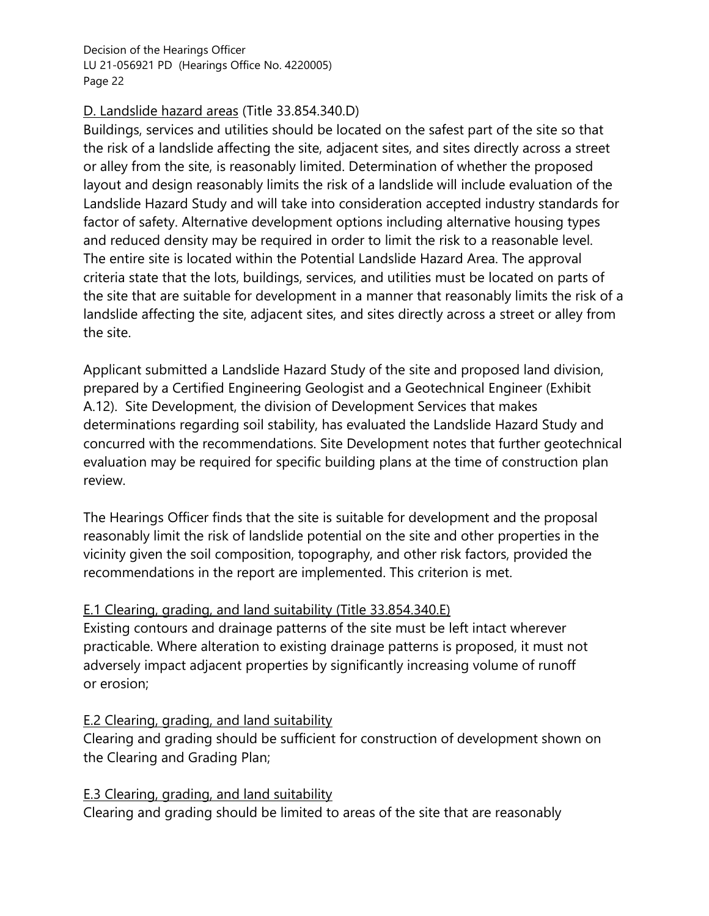D. Landslide hazard areas (Title 33.854.340.D)
Buildings, services and utilities should be located on the safest part of the site so that the risk of a landslide affecting the site, adjacent sites, and sites directly across a street or alley from the site, is reasonably limited. Determination of whether the proposed layout and design reasonably limits the risk of a landslide will include evaluation of the Landslide Hazard Study and will take into consideration accepted industry standards for factor of safety. Alternative development options including alternative housing types and reduced density may be required in order to limit the risk to a reasonable level. The entire site is located within the Potential Landslide Hazard Area. The approval criteria state that the lots, buildings, services, and utilities must be located on parts of the site that are suitable for development in a manner that reasonably limits the risk of a landslide affecting the site, adjacent sites, and sites directly across a street or alley from the site.

Applicant submitted a Landslide Hazard Study of the site and proposed land division, prepared by a Certified Engineering Geologist and a Geotechnical Engineer (Exhibit A.12). Site Development, the division of Development Services that makes determinations regarding soil stability, has evaluated the Landslide Hazard Study and concurred with the recommendations. Site Development notes that further geotechnical evaluation may be required for specific building plans at the time of construction plan review.

The Hearings Officer finds that the site is suitable for development and the proposal reasonably limit the risk of landslide potential on the site and other properties in the vicinity given the soil composition, topography, and other risk factors, provided the recommendations in the report are implemented. This criterion is met.

E.1 Clearing, grading, and land suitability (Title 33.854.340.E)
Existing contours and drainage patterns of the site must be left intact wherever practicable. Where alteration to existing drainage patterns is proposed, it must not adversely impact adjacent properties by significantly increasing volume of runoff or erosion;

E.2 Clearing, grading, and land suitability
Clearing and grading should be sufficient for construction of development shown on the Clearing and Grading Plan;

E.3 Clearing, grading, and land suitability
Clearing and grading should be limited to areas of the site that are reasonably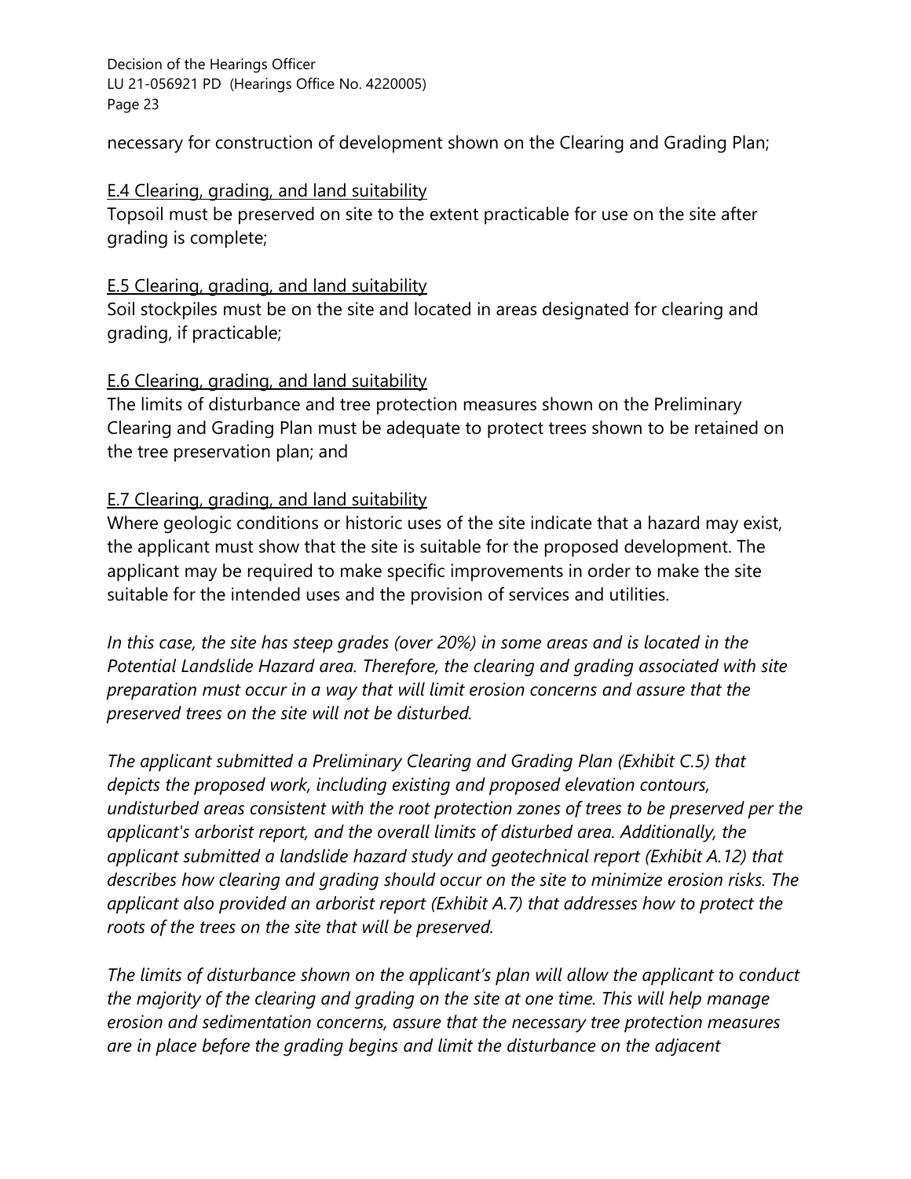necessary for construction of development shown on the Clearing and Grading Plan;

E.4 Clearing, grading, and land suitability
Topsoil must be preserved on site to the extent practicable for use on the site after grading is complete;

E.5 Clearing, grading, and land suitability
Soil stockpiles must be on the site and located in areas designated for clearing and grading, if practicable;

E.6 Clearing, grading, and land suitability
The limits of disturbance and tree protection measures shown on the Preliminary Clearing and Grading Plan must be adequate to protect trees shown to be retained on the tree preservation plan; and

E.7 Clearing, grading, and land suitability
Where geologic conditions or historic uses of the site indicate that a hazard may exist, the applicant must show that the site is suitable for the proposed development. The applicant may be required to make specific improvements in order to make the site suitable for the intended uses and the provision of services and utilities.

*In this case, the site has steep grades (over 20%) in some areas and is located in the Potential Landslide Hazard area. Therefore, the clearing and grading associated with site preparation must occur in a way that will limit erosion concerns and assure that the preserved trees on the site will not be disturbed.*

*The applicant submitted a Preliminary Clearing and Grading Plan (Exhibit C.5) that depicts the proposed work, including existing and proposed elevation contours, undisturbed areas consistent with the root protection zones of trees to be preserved per the applicant's arborist report, and the overall limits of disturbed area. Additionally, the applicant submitted a landslide hazard study and geotechnical report (Exhibit A.12) that describes how clearing and grading should occur on the site to minimize erosion risks. The applicant also provided an arborist report (Exhibit A.7) that addresses how to protect the roots of the trees on the site that will be preserved.*

*The limits of disturbance shown on the applicant's plan will allow the applicant to conduct the majority of the clearing and grading on the site at one time. This will help manage erosion and sedimentation concerns, assure that the necessary tree protection measures are in place before the grading begins and limit the disturbance on the adjacent*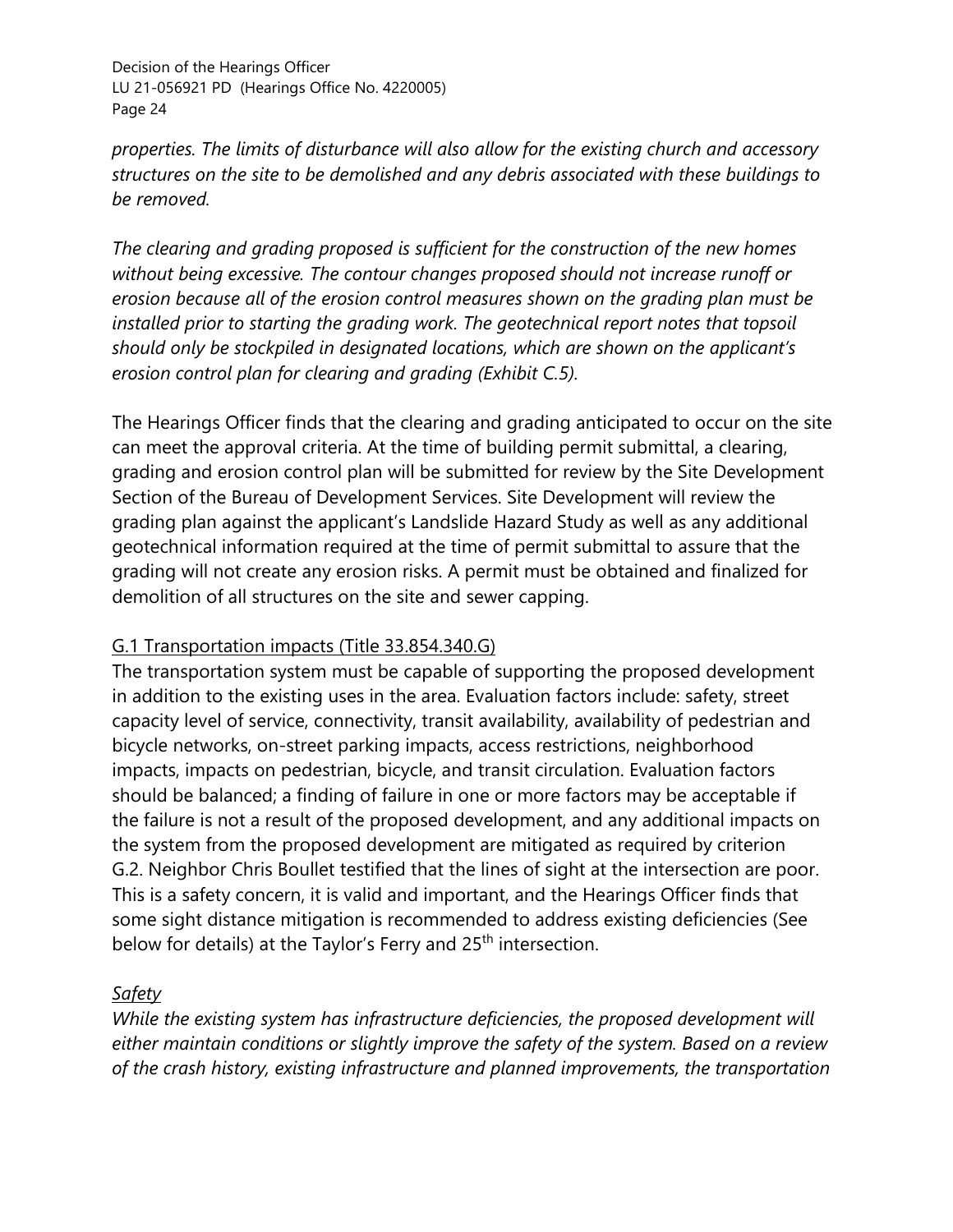*properties. The limits of disturbance will also allow for the existing church and accessory structures on the site to be demolished and any debris associated with these buildings to be removed.*

*The clearing and grading proposed is sufficient for the construction of the new homes without being excessive. The contour changes proposed should not increase runoff or erosion because all of the erosion control measures shown on the grading plan must be installed prior to starting the grading work. The geotechnical report notes that topsoil should only be stockpiled in designated locations, which are shown on the applicant's erosion control plan for clearing and grading (Exhibit C.5).*

The Hearings Officer finds that the clearing and grading anticipated to occur on the site can meet the approval criteria. At the time of building permit submittal, a clearing, grading and erosion control plan will be submitted for review by the Site Development Section of the Bureau of Development Services. Site Development will review the grading plan against the applicant's Landslide Hazard Study as well as any additional geotechnical information required at the time of permit submittal to assure that the grading will not create any erosion risks. A permit must be obtained and finalized for demolition of all structures on the site and sewer capping.

G.1 Transportation impacts (Title 33.854.340.G)

The transportation system must be capable of supporting the proposed development in addition to the existing uses in the area. Evaluation factors include: safety, street capacity level of service, connectivity, transit availability, availability of pedestrian and bicycle networks, on-street parking impacts, access restrictions, neighborhood impacts, impacts on pedestrian, bicycle, and transit circulation. Evaluation factors should be balanced; a finding of failure in one or more factors may be acceptable if the failure is not a result of the proposed development, and any additional impacts on the system from the proposed development are mitigated as required by criterion G.2. Neighbor Chris Boullet testified that the lines of sight at the intersection are poor. This is a safety concern, it is valid and important, and the Hearings Officer finds that some sight distance mitigation is recommended to address existing deficiencies (See below for details) at the Taylor's Ferry and 25th intersection.

*Safety*

*While the existing system has infrastructure deficiencies, the proposed development will either maintain conditions or slightly improve the safety of the system. Based on a review of the crash history, existing infrastructure and planned improvements, the transportation*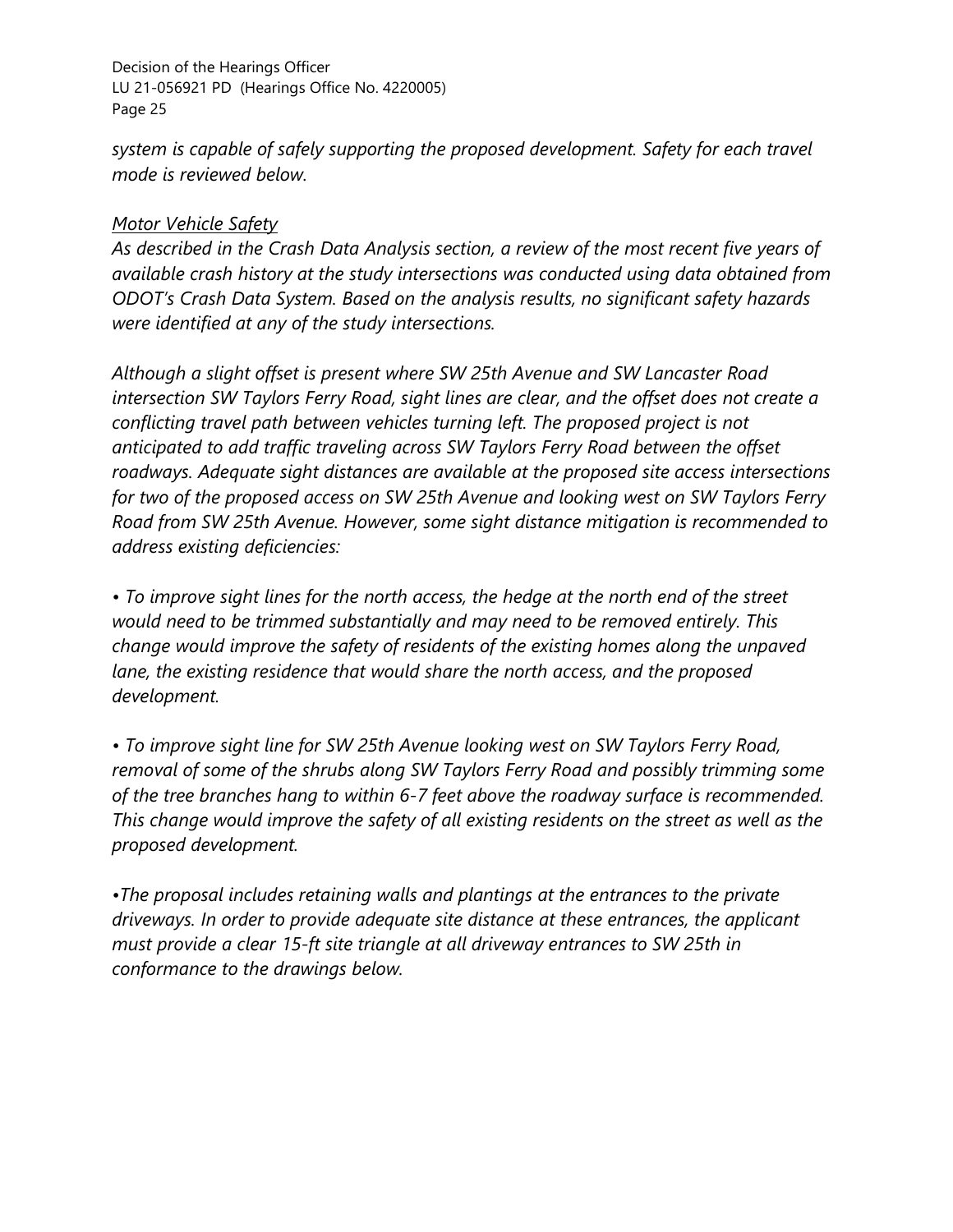*system is capable of safely supporting the proposed development. Safety for each travel mode is reviewed below.*

*Motor Vehicle Safety*

*As described in the Crash Data Analysis section, a review of the most recent five years of available crash history at the study intersections was conducted using data obtained from ODOT's Crash Data System. Based on the analysis results, no significant safety hazards were identified at any of the study intersections.*

*Although a slight offset is present where SW 25th Avenue and SW Lancaster Road intersection SW Taylors Ferry Road, sight lines are clear, and the offset does not create a conflicting travel path between vehicles turning left. The proposed project is not anticipated to add traffic traveling across SW Taylors Ferry Road between the offset roadways. Adequate sight distances are available at the proposed site access intersections for two of the proposed access on SW 25th Avenue and looking west on SW Taylors Ferry Road from SW 25th Avenue. However, some sight distance mitigation is recommended to address existing deficiencies:*

- *To improve sight lines for the north access, the hedge at the north end of the street would need to be trimmed substantially and may need to be removed entirely. This change would improve the safety of residents of the existing homes along the unpaved lane, the existing residence that would share the north access, and the proposed development.*

- *To improve sight line for SW 25th Avenue looking west on SW Taylors Ferry Road, removal of some of the shrubs along SW Taylors Ferry Road and possibly trimming some of the tree branches hang to within 6-7 feet above the roadway surface is recommended. This change would improve the safety of all existing residents on the street as well as the proposed development.*

- *The proposal includes retaining walls and plantings at the entrances to the private driveways. In order to provide adequate site distance at these entrances, the applicant must provide a clear 15-ft site triangle at all driveway entrances to SW 25th in conformance to the drawings below.*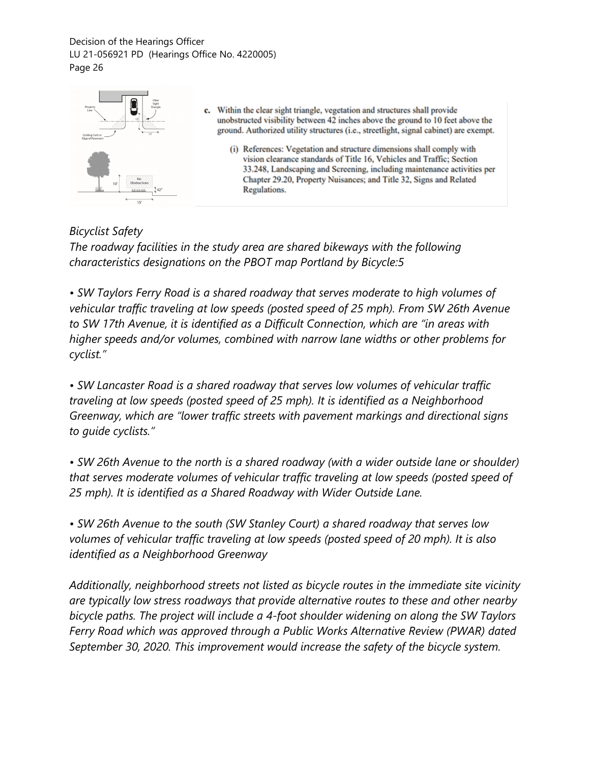c. Within the clear sight triangle, vegetation and structures shall provide unobstructed visibility between 42 inches above the ground to 10 feet above the ground. Authorized utility structures (i.e., streetlight, signal cabinet) are exempt.

(i) References: Vegetation and structure dimensions shall comply with vision clearance standards of Title 16, Vehicles and Traffic; Section 33.248, Landscaping and Screening, including maintenance activities per Chapter 29.20, Property Nuisances; and Title 32, Signs and Related Regulations.

*Bicyclist Safety*

*The roadway facilities in the study area are shared bikeways with the following characteristics designations on the PBOT map Portland by Bicycle:5*

*• SW Taylors Ferry Road is a shared roadway that serves moderate to high volumes of vehicular traffic traveling at low speeds (posted speed of 25 mph). From SW 26th Avenue to SW 17th Avenue, it is identified as a Difficult Connection, which are "in areas with higher speeds and/or volumes, combined with narrow lane widths or other problems for cyclist."*

*• SW Lancaster Road is a shared roadway that serves low volumes of vehicular traffic traveling at low speeds (posted speed of 25 mph). It is identified as a Neighborhood Greenway, which are "lower traffic streets with pavement markings and directional signs to guide cyclists."*

*• SW 26th Avenue to the north is a shared roadway (with a wider outside lane or shoulder) that serves moderate volumes of vehicular traffic traveling at low speeds (posted speed of 25 mph). It is identified as a Shared Roadway with Wider Outside Lane.*

*• SW 26th Avenue to the south (SW Stanley Court) a shared roadway that serves low volumes of vehicular traffic traveling at low speeds (posted speed of 20 mph). It is also identified as a Neighborhood Greenway*

*Additionally, neighborhood streets not listed as bicycle routes in the immediate site vicinity are typically low stress roadways that provide alternative routes to these and other nearby bicycle paths. The project will include a 4-foot shoulder widening on along the SW Taylors Ferry Road which was approved through a Public Works Alternative Review (PWAR) dated September 30, 2020. This improvement would increase the safety of the bicycle system.*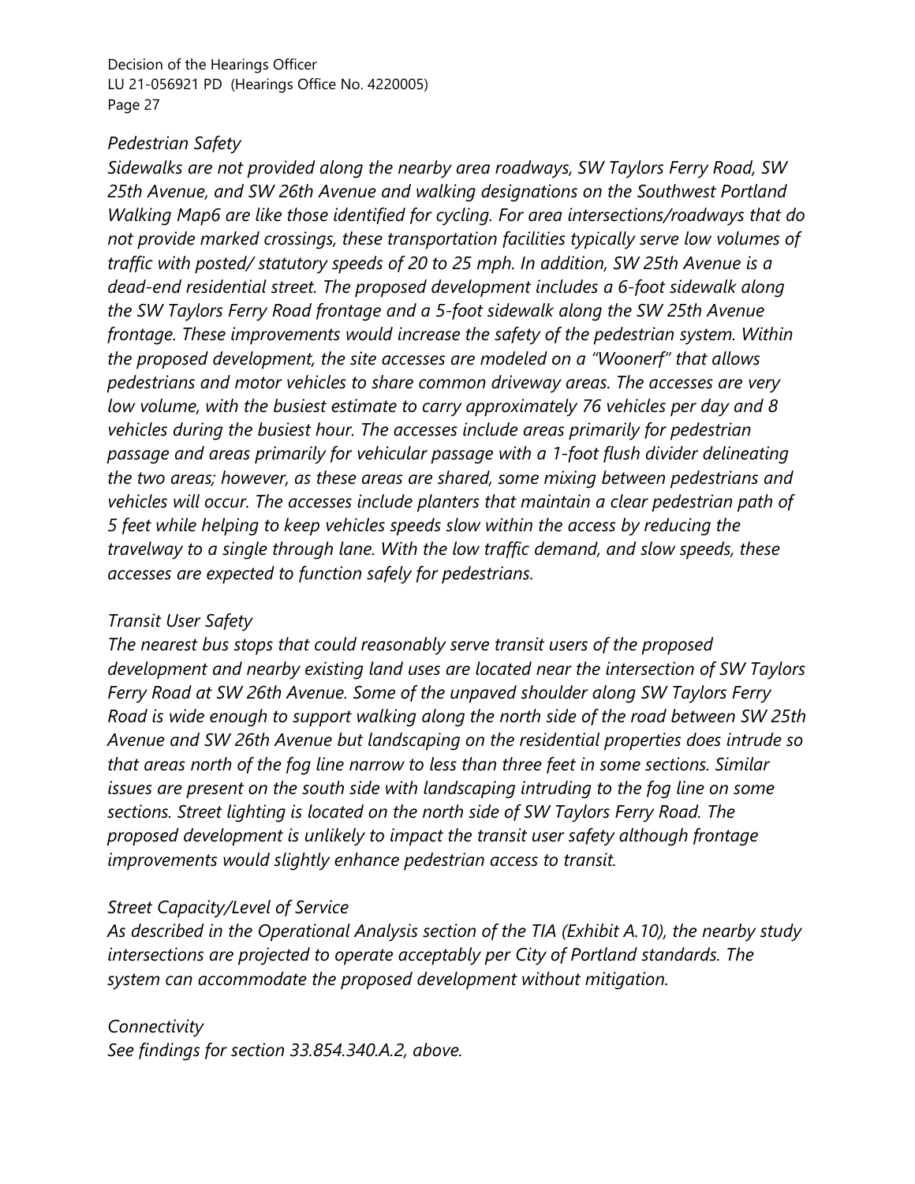*Pedestrian Safety*

*Sidewalks are not provided along the nearby area roadways, SW Taylors Ferry Road, SW 25th Avenue, and SW 26th Avenue and walking designations on the Southwest Portland Walking Map6 are like those identified for cycling. For area intersections/roadways that do not provide marked crossings, these transportation facilities typically serve low volumes of traffic with posted/ statutory speeds of 20 to 25 mph. In addition, SW 25th Avenue is a dead-end residential street. The proposed development includes a 6-foot sidewalk along the SW Taylors Ferry Road frontage and a 5-foot sidewalk along the SW 25th Avenue frontage. These improvements would increase the safety of the pedestrian system. Within the proposed development, the site accesses are modeled on a "Woonerf" that allows pedestrians and motor vehicles to share common driveway areas. The accesses are very low volume, with the busiest estimate to carry approximately 76 vehicles per day and 8 vehicles during the busiest hour. The accesses include areas primarily for pedestrian passage and areas primarily for vehicular passage with a 1-foot flush divider delineating the two areas; however, as these areas are shared, some mixing between pedestrians and vehicles will occur. The accesses include planters that maintain a clear pedestrian path of 5 feet while helping to keep vehicles speeds slow within the access by reducing the travelway to a single through lane. With the low traffic demand, and slow speeds, these accesses are expected to function safely for pedestrians.*

*Transit User Safety*

*The nearest bus stops that could reasonably serve transit users of the proposed development and nearby existing land uses are located near the intersection of SW Taylors Ferry Road at SW 26th Avenue. Some of the unpaved shoulder along SW Taylors Ferry Road is wide enough to support walking along the north side of the road between SW 25th Avenue and SW 26th Avenue but landscaping on the residential properties does intrude so that areas north of the fog line narrow to less than three feet in some sections. Similar issues are present on the south side with landscaping intruding to the fog line on some sections. Street lighting is located on the north side of SW Taylors Ferry Road. The proposed development is unlikely to impact the transit user safety although frontage improvements would slightly enhance pedestrian access to transit.*

*Street Capacity/Level of Service*

*As described in the Operational Analysis section of the TIA (Exhibit A.10), the nearby study intersections are projected to operate acceptably per City of Portland standards. The system can accommodate the proposed development without mitigation.*

*Connectivity*

*See findings for section 33.854.340.A.2, above.*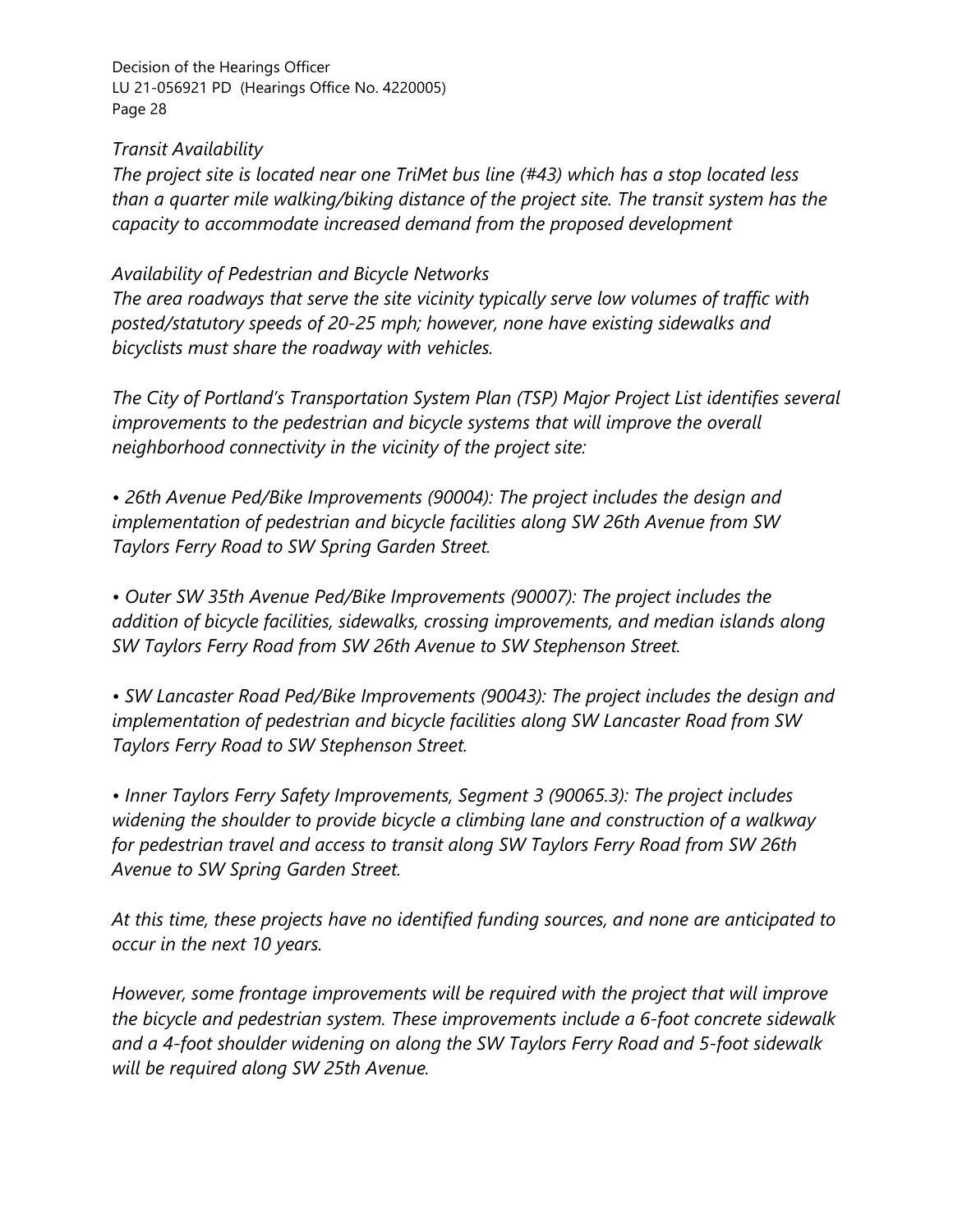*Transit Availability*
*The project site is located near one TriMet bus line (#43) which has a stop located less than a quarter mile walking/biking distance of the project site. The transit system has the capacity to accommodate increased demand from the proposed development*

*Availability of Pedestrian and Bicycle Networks*
*The area roadways that serve the site vicinity typically serve low volumes of traffic with posted/statutory speeds of 20-25 mph; however, none have existing sidewalks and bicyclists must share the roadway with vehicles.*

*The City of Portland's Transportation System Plan (TSP) Major Project List identifies several improvements to the pedestrian and bicycle systems that will improve the overall neighborhood connectivity in the vicinity of the project site:*

- *26th Avenue Ped/Bike Improvements (90004): The project includes the design and implementation of pedestrian and bicycle facilities along SW 26th Avenue from SW Taylors Ferry Road to SW Spring Garden Street.*

- *Outer SW 35th Avenue Ped/Bike Improvements (90007): The project includes the addition of bicycle facilities, sidewalks, crossing improvements, and median islands along SW Taylors Ferry Road from SW 26th Avenue to SW Stephenson Street.*

- *SW Lancaster Road Ped/Bike Improvements (90043): The project includes the design and implementation of pedestrian and bicycle facilities along SW Lancaster Road from SW Taylors Ferry Road to SW Stephenson Street.*

- *Inner Taylors Ferry Safety Improvements, Segment 3 (90065.3): The project includes widening the shoulder to provide bicycle a climbing lane and construction of a walkway for pedestrian travel and access to transit along SW Taylors Ferry Road from SW 26th Avenue to SW Spring Garden Street.*

*At this time, these projects have no identified funding sources, and none are anticipated to occur in the next 10 years.*

*However, some frontage improvements will be required with the project that will improve the bicycle and pedestrian system. These improvements include a 6-foot concrete sidewalk and a 4-foot shoulder widening on along the SW Taylors Ferry Road and 5-foot sidewalk will be required along SW 25th Avenue.*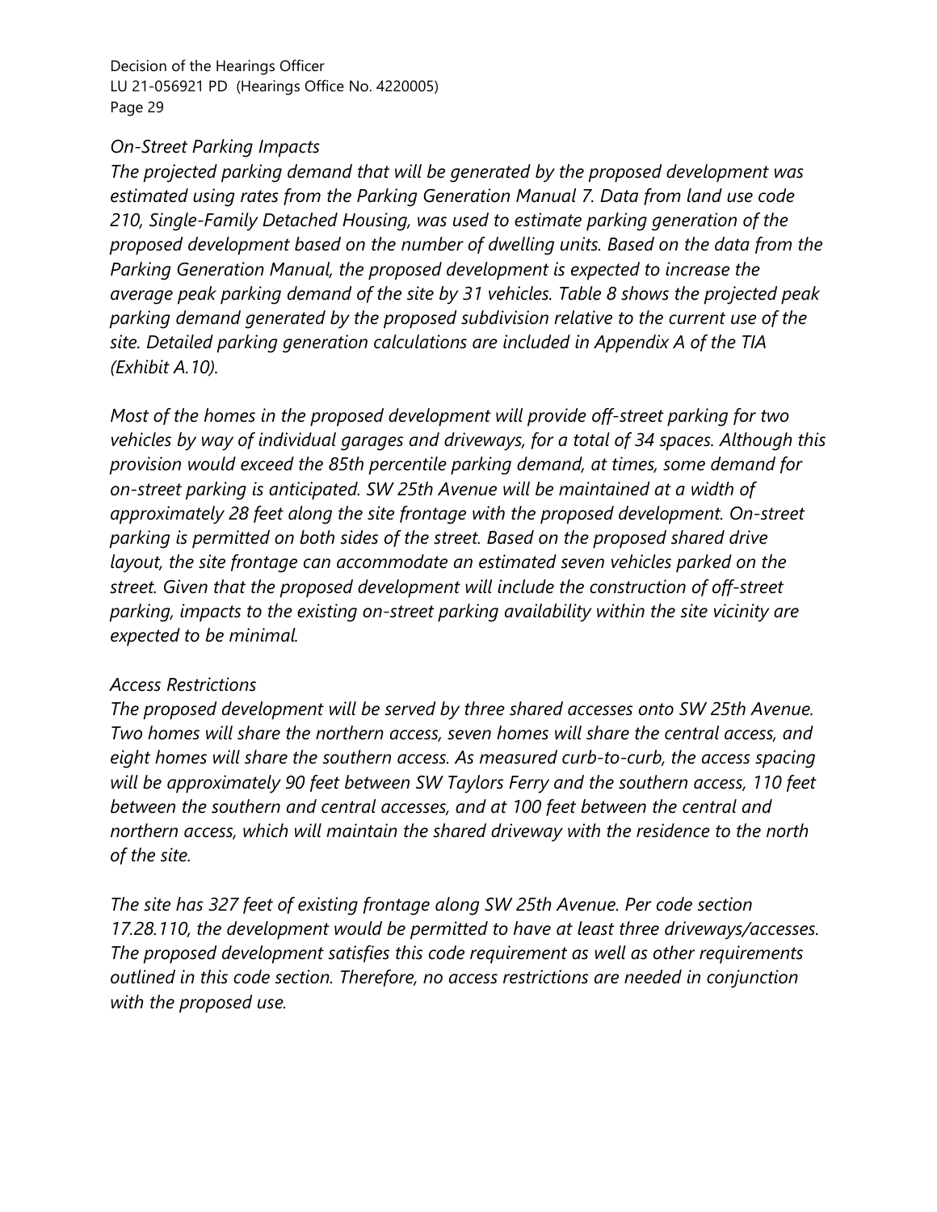*On-Street Parking Impacts*

*The projected parking demand that will be generated by the proposed development was estimated using rates from the Parking Generation Manual 7. Data from land use code 210, Single-Family Detached Housing, was used to estimate parking generation of the proposed development based on the number of dwelling units. Based on the data from the Parking Generation Manual, the proposed development is expected to increase the average peak parking demand of the site by 31 vehicles. Table 8 shows the projected peak parking demand generated by the proposed subdivision relative to the current use of the site. Detailed parking generation calculations are included in Appendix A of the TIA (Exhibit A.10).*

*Most of the homes in the proposed development will provide off-street parking for two vehicles by way of individual garages and driveways, for a total of 34 spaces. Although this provision would exceed the 85th percentile parking demand, at times, some demand for on-street parking is anticipated. SW 25th Avenue will be maintained at a width of approximately 28 feet along the site frontage with the proposed development. On-street parking is permitted on both sides of the street. Based on the proposed shared drive layout, the site frontage can accommodate an estimated seven vehicles parked on the street. Given that the proposed development will include the construction of off-street parking, impacts to the existing on-street parking availability within the site vicinity are expected to be minimal.*

*Access Restrictions*

*The proposed development will be served by three shared accesses onto SW 25th Avenue. Two homes will share the northern access, seven homes will share the central access, and eight homes will share the southern access. As measured curb-to-curb, the access spacing will be approximately 90 feet between SW Taylors Ferry and the southern access, 110 feet between the southern and central accesses, and at 100 feet between the central and northern access, which will maintain the shared driveway with the residence to the north of the site.*

*The site has 327 feet of existing frontage along SW 25th Avenue. Per code section 17.28.110, the development would be permitted to have at least three driveways/accesses. The proposed development satisfies this code requirement as well as other requirements outlined in this code section. Therefore, no access restrictions are needed in conjunction with the proposed use.*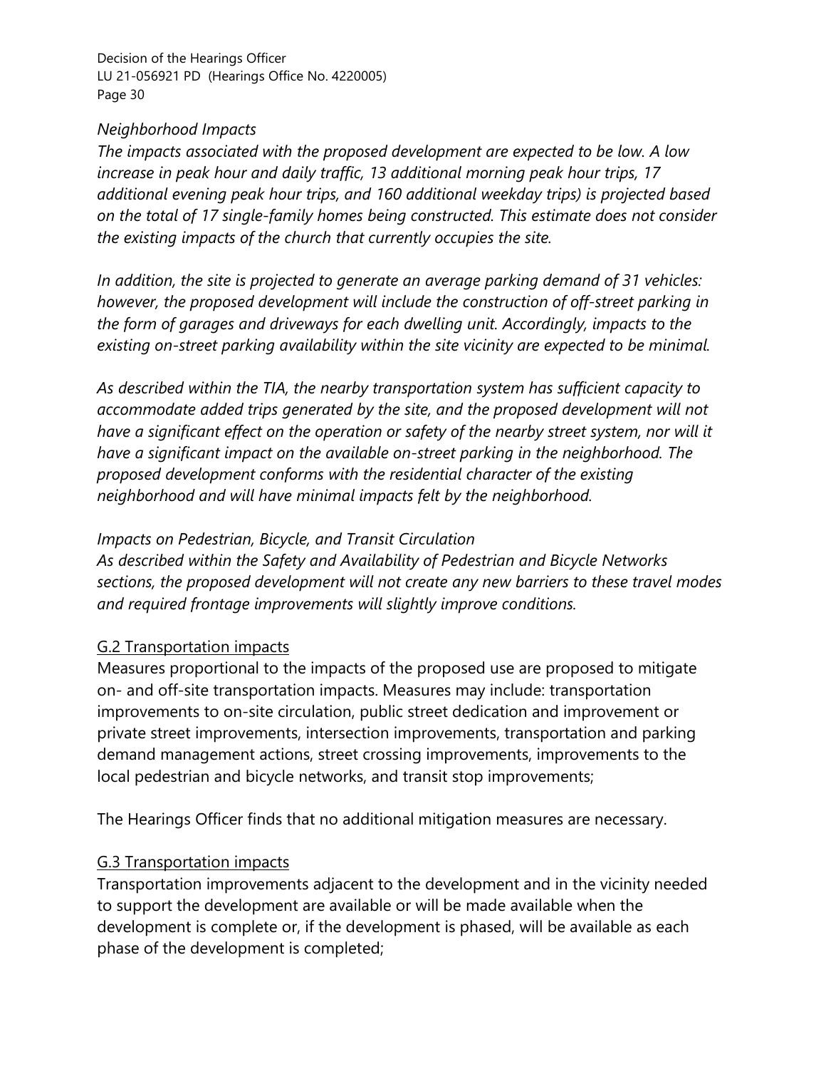*Neighborhood Impacts*

*The impacts associated with the proposed development are expected to be low. A low increase in peak hour and daily traffic, 13 additional morning peak hour trips, 17 additional evening peak hour trips, and 160 additional weekday trips) is projected based on the total of 17 single-family homes being constructed. This estimate does not consider the existing impacts of the church that currently occupies the site.*

*In addition, the site is projected to generate an average parking demand of 31 vehicles: however, the proposed development will include the construction of off-street parking in the form of garages and driveways for each dwelling unit. Accordingly, impacts to the existing on-street parking availability within the site vicinity are expected to be minimal.*

*As described within the TIA, the nearby transportation system has sufficient capacity to accommodate added trips generated by the site, and the proposed development will not have a significant effect on the operation or safety of the nearby street system, nor will it have a significant impact on the available on-street parking in the neighborhood. The proposed development conforms with the residential character of the existing neighborhood and will have minimal impacts felt by the neighborhood.*

*Impacts on Pedestrian, Bicycle, and Transit Circulation*

*As described within the Safety and Availability of Pedestrian and Bicycle Networks sections, the proposed development will not create any new barriers to these travel modes and required frontage improvements will slightly improve conditions.*

<u>G.2 Transportation impacts</u>

Measures proportional to the impacts of the proposed use are proposed to mitigate on- and off-site transportation impacts. Measures may include: transportation improvements to on-site circulation, public street dedication and improvement or private street improvements, intersection improvements, transportation and parking demand management actions, street crossing improvements, improvements to the local pedestrian and bicycle networks, and transit stop improvements;

The Hearings Officer finds that no additional mitigation measures are necessary.

<u>G.3 Transportation impacts</u>

Transportation improvements adjacent to the development and in the vicinity needed to support the development are available or will be made available when the development is complete or, if the development is phased, will be available as each phase of the development is completed;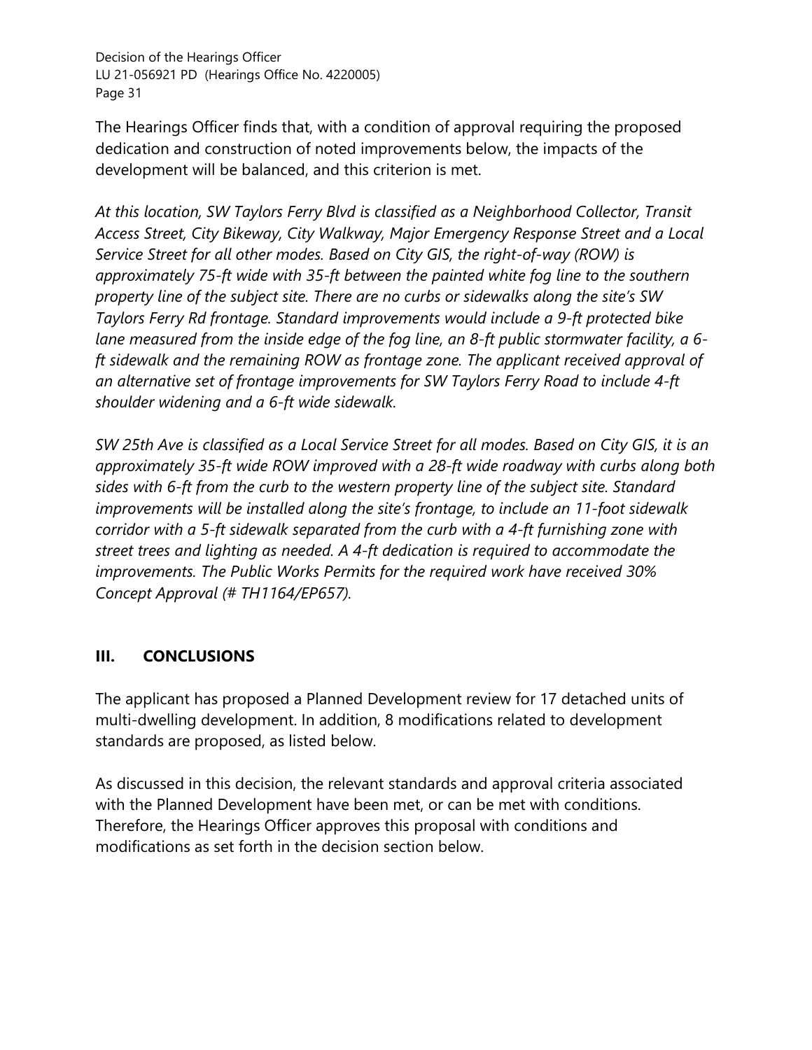The Hearings Officer finds that, with a condition of approval requiring the proposed dedication and construction of noted improvements below, the impacts of the development will be balanced, and this criterion is met.

*At this location, SW Taylors Ferry Blvd is classified as a Neighborhood Collector, Transit Access Street, City Bikeway, City Walkway, Major Emergency Response Street and a Local Service Street for all other modes. Based on City GIS, the right-of-way (ROW) is approximately 75-ft wide with 35-ft between the painted white fog line to the southern property line of the subject site. There are no curbs or sidewalks along the site's SW Taylors Ferry Rd frontage. Standard improvements would include a 9-ft protected bike lane measured from the inside edge of the fog line, an 8-ft public stormwater facility, a 6-ft sidewalk and the remaining ROW as frontage zone. The applicant received approval of an alternative set of frontage improvements for SW Taylors Ferry Road to include 4-ft shoulder widening and a 6-ft wide sidewalk.*

*SW 25th Ave is classified as a Local Service Street for all modes. Based on City GIS, it is an approximately 35-ft wide ROW improved with a 28-ft wide roadway with curbs along both sides with 6-ft from the curb to the western property line of the subject site. Standard improvements will be installed along the site's frontage, to include an 11-foot sidewalk corridor with a 5-ft sidewalk separated from the curb with a 4-ft furnishing zone with street trees and lighting as needed. A 4-ft dedication is required to accommodate the improvements. The Public Works Permits for the required work have received 30% Concept Approval (# TH1164/EP657).*

## III. CONCLUSIONS

The applicant has proposed a Planned Development review for 17 detached units of multi-dwelling development. In addition, 8 modifications related to development standards are proposed, as listed below.

As discussed in this decision, the relevant standards and approval criteria associated with the Planned Development have been met, or can be met with conditions. Therefore, the Hearings Officer approves this proposal with conditions and modifications as set forth in the decision section below.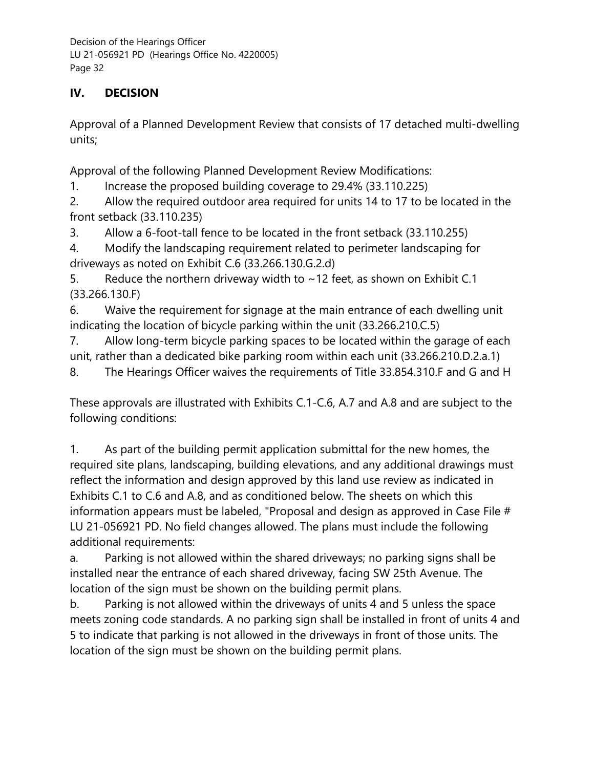## IV. DECISION

Approval of a Planned Development Review that consists of 17 detached multi-dwelling units;

Approval of the following Planned Development Review Modifications:

1. Increase the proposed building coverage to 29.4% (33.110.225)
2. Allow the required outdoor area required for units 14 to 17 to be located in the front setback (33.110.235)
3. Allow a 6-foot-tall fence to be located in the front setback (33.110.255)
4. Modify the landscaping requirement related to perimeter landscaping for driveways as noted on Exhibit C.6 (33.266.130.G.2.d)
5. Reduce the northern driveway width to ~12 feet, as shown on Exhibit C.1 (33.266.130.F)
6. Waive the requirement for signage at the main entrance of each dwelling unit indicating the location of bicycle parking within the unit (33.266.210.C.5)
7. Allow long-term bicycle parking spaces to be located within the garage of each unit, rather than a dedicated bike parking room within each unit (33.266.210.D.2.a.1)
8. The Hearings Officer waives the requirements of Title 33.854.310.F and G and H

These approvals are illustrated with Exhibits C.1-C.6, A.7 and A.8 and are subject to the following conditions:

1. As part of the building permit application submittal for the new homes, the required site plans, landscaping, building elevations, and any additional drawings must reflect the information and design approved by this land use review as indicated in Exhibits C.1 to C.6 and A.8, and as conditioned below. The sheets on which this information appears must be labeled, "Proposal and design as approved in Case File # LU 21-056921 PD. No field changes allowed. The plans must include the following additional requirements:

   a. Parking is not allowed within the shared driveways; no parking signs shall be installed near the entrance of each shared driveway, facing SW 25th Avenue. The location of the sign must be shown on the building permit plans.

   b. Parking is not allowed within the driveways of units 4 and 5 unless the space meets zoning code standards. A no parking sign shall be installed in front of units 4 and 5 to indicate that parking is not allowed in the driveways in front of those units. The location of the sign must be shown on the building permit plans.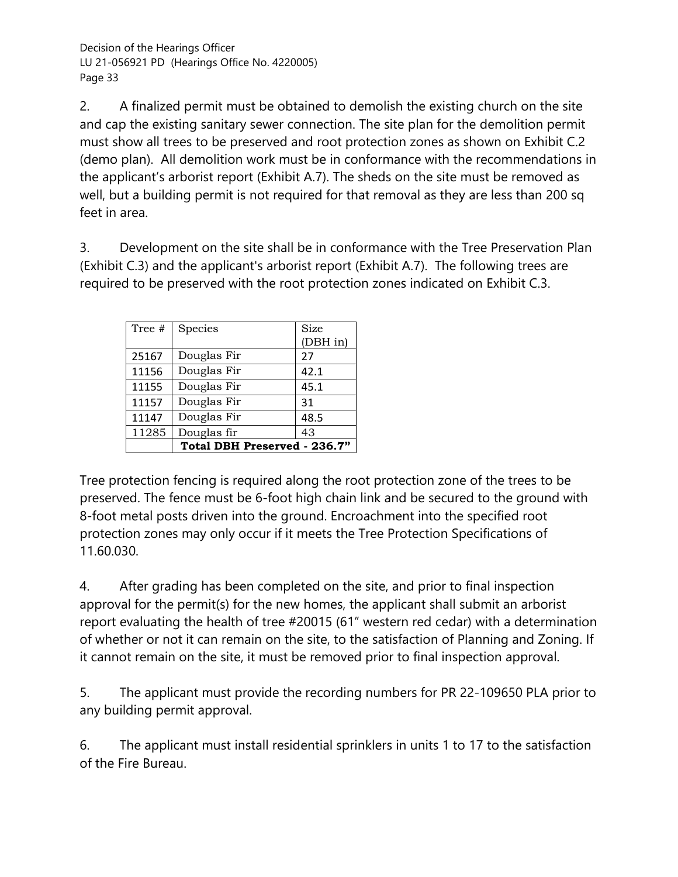2. A finalized permit must be obtained to demolish the existing church on the site and cap the existing sanitary sewer connection. The site plan for the demolition permit must show all trees to be preserved and root protection zones as shown on Exhibit C.2 (demo plan). All demolition work must be in conformance with the recommendations in the applicant's arborist report (Exhibit A.7). The sheds on the site must be removed as well, but a building permit is not required for that removal as they are less than 200 sq feet in area.

3. Development on the site shall be in conformance with the Tree Preservation Plan (Exhibit C.3) and the applicant's arborist report (Exhibit A.7). The following trees are required to be preserved with the root protection zones indicated on Exhibit C.3.

| Tree # | Species | Size (DBH in) |
|---|---|---|
| 25167 | Douglas Fir | 27 |
| 11156 | Douglas Fir | 42.1 |
| 11155 | Douglas Fir | 45.1 |
| 11157 | Douglas Fir | 31 |
| 11147 | Douglas Fir | 48.5 |
| 11285 | Douglas fir | 43 |
| | **Total DBH Preserved - 236.7"** | |

Tree protection fencing is required along the root protection zone of the trees to be preserved. The fence must be 6-foot high chain link and be secured to the ground with 8-foot metal posts driven into the ground. Encroachment into the specified root protection zones may only occur if it meets the Tree Protection Specifications of 11.60.030.

4. After grading has been completed on the site, and prior to final inspection approval for the permit(s) for the new homes, the applicant shall submit an arborist report evaluating the health of tree #20015 (61" western red cedar) with a determination of whether or not it can remain on the site, to the satisfaction of Planning and Zoning. If it cannot remain on the site, it must be removed prior to final inspection approval.

5. The applicant must provide the recording numbers for PR 22-109650 PLA prior to any building permit approval.

6. The applicant must install residential sprinklers in units 1 to 17 to the satisfaction of the Fire Bureau.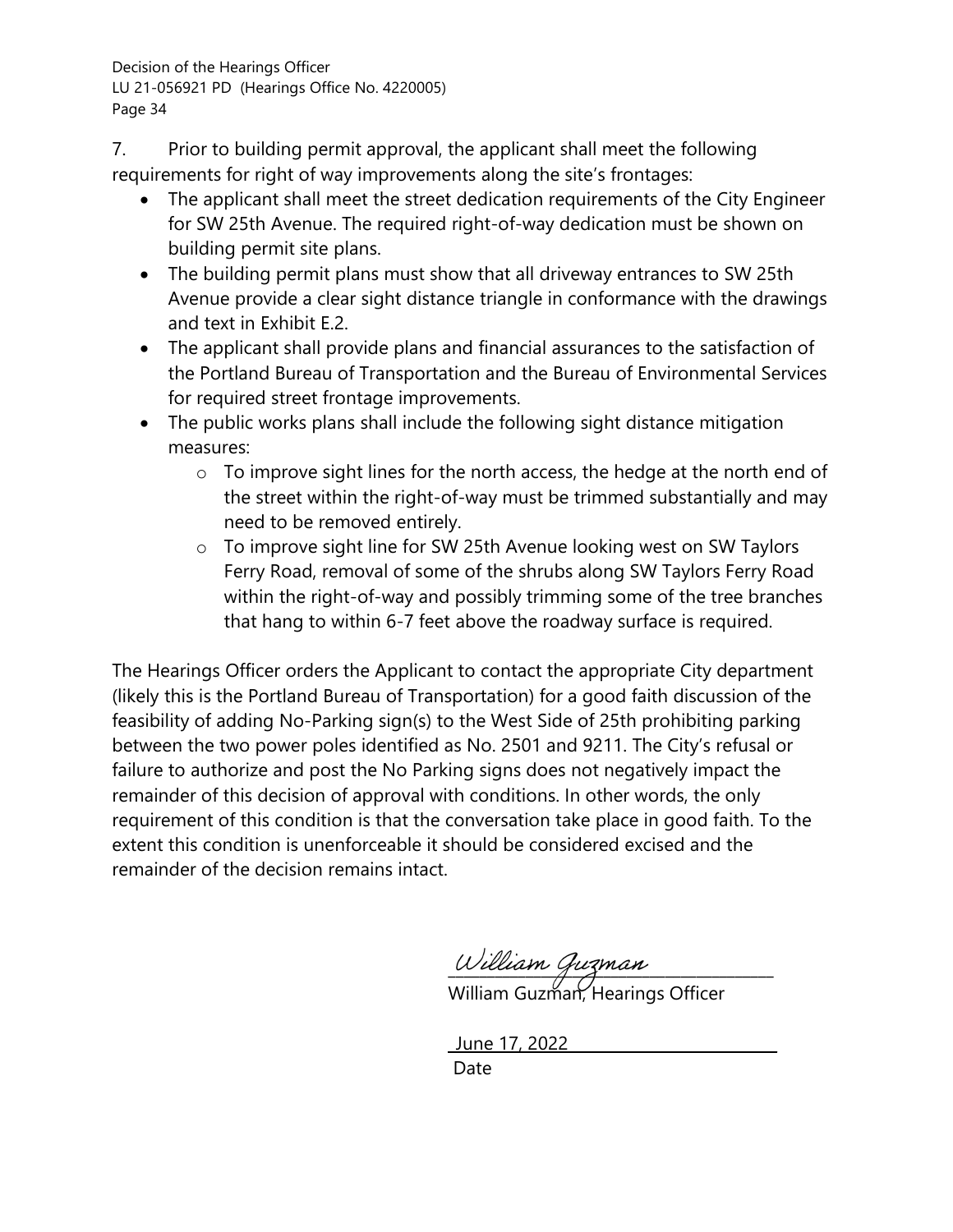7. Prior to building permit approval, the applicant shall meet the following requirements for right of way improvements along the site's frontages:

- The applicant shall meet the street dedication requirements of the City Engineer for SW 25th Avenue. The required right-of-way dedication must be shown on building permit site plans.
- The building permit plans must show that all driveway entrances to SW 25th Avenue provide a clear sight distance triangle in conformance with the drawings and text in Exhibit E.2.
- The applicant shall provide plans and financial assurances to the satisfaction of the Portland Bureau of Transportation and the Bureau of Environmental Services for required street frontage improvements.
- The public works plans shall include the following sight distance mitigation measures:
  - To improve sight lines for the north access, the hedge at the north end of the street within the right-of-way must be trimmed substantially and may need to be removed entirely.
  - To improve sight line for SW 25th Avenue looking west on SW Taylors Ferry Road, removal of some of the shrubs along SW Taylors Ferry Road within the right-of-way and possibly trimming some of the tree branches that hang to within 6-7 feet above the roadway surface is required.

The Hearings Officer orders the Applicant to contact the appropriate City department (likely this is the Portland Bureau of Transportation) for a good faith discussion of the feasibility of adding No-Parking sign(s) to the West Side of 25th prohibiting parking between the two power poles identified as No. 2501 and 9211. The City's refusal or failure to authorize and post the No Parking signs does not negatively impact the remainder of this decision of approval with conditions. In other words, the only requirement of this condition is that the conversation take place in good faith. To the extent this condition is unenforceable it should be considered excised and the remainder of the decision remains intact.

*William Guzman*

William Guzman, Hearings Officer

June 17, 2022

Date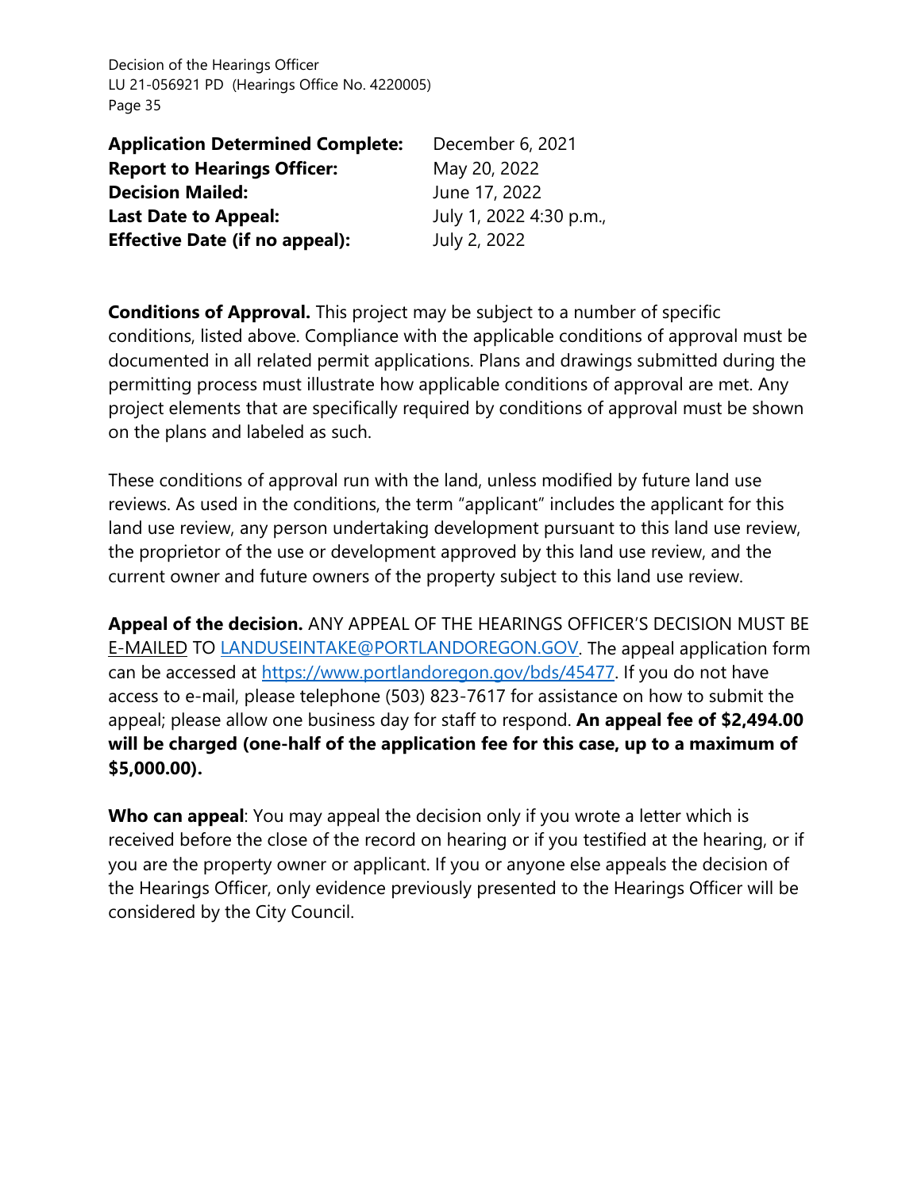**Application Determined Complete:** December 6, 2021
**Report to Hearings Officer:** May 20, 2022
**Decision Mailed:** June 17, 2022
**Last Date to Appeal:** July 1, 2022 4:30 p.m.,
**Effective Date (if no appeal):** July 2, 2022

**Conditions of Approval.** This project may be subject to a number of specific conditions, listed above. Compliance with the applicable conditions of approval must be documented in all related permit applications. Plans and drawings submitted during the permitting process must illustrate how applicable conditions of approval are met. Any project elements that are specifically required by conditions of approval must be shown on the plans and labeled as such.

These conditions of approval run with the land, unless modified by future land use reviews. As used in the conditions, the term "applicant" includes the applicant for this land use review, any person undertaking development pursuant to this land use review, the proprietor of the use or development approved by this land use review, and the current owner and future owners of the property subject to this land use review.

**Appeal of the decision.** ANY APPEAL OF THE HEARINGS OFFICER'S DECISION MUST BE E-MAILED TO LANDUSEINTAKE@PORTLANDOREGON.GOV. The appeal application form can be accessed at https://www.portlandoregon.gov/bds/45477. If you do not have access to e-mail, please telephone (503) 823-7617 for assistance on how to submit the appeal; please allow one business day for staff to respond. **An appeal fee of $2,494.00 will be charged (one-half of the application fee for this case, up to a maximum of $5,000.00).**

**Who can appeal**: You may appeal the decision only if you wrote a letter which is received before the close of the record on hearing or if you testified at the hearing, or if you are the property owner or applicant. If you or anyone else appeals the decision of the Hearings Officer, only evidence previously presented to the Hearings Officer will be considered by the City Council.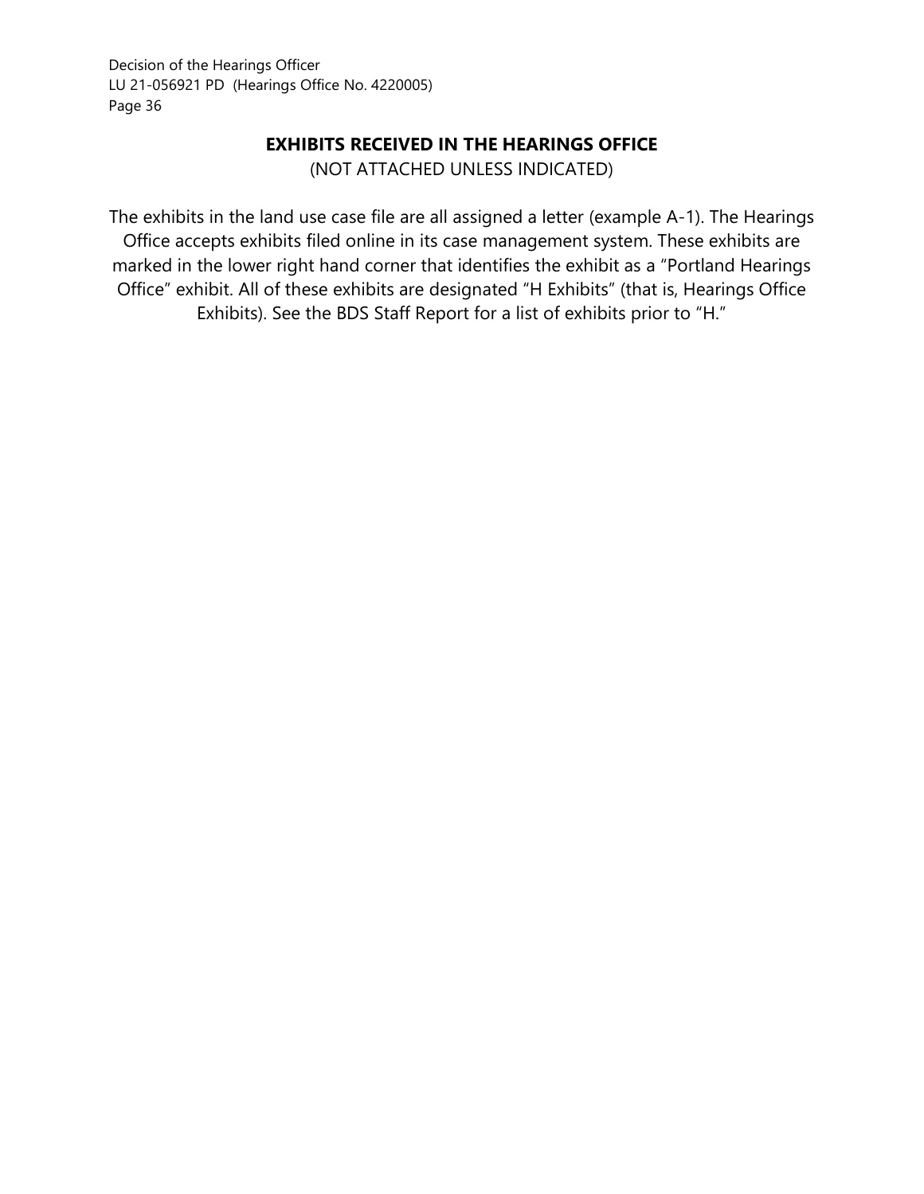## EXHIBITS RECEIVED IN THE HEARINGS OFFICE

(NOT ATTACHED UNLESS INDICATED)

The exhibits in the land use case file are all assigned a letter (example A-1). The Hearings Office accepts exhibits filed online in its case management system. These exhibits are marked in the lower right hand corner that identifies the exhibit as a "Portland Hearings Office" exhibit. All of these exhibits are designated "H Exhibits" (that is, Hearings Office Exhibits). See the BDS Staff Report for a list of exhibits prior to "H."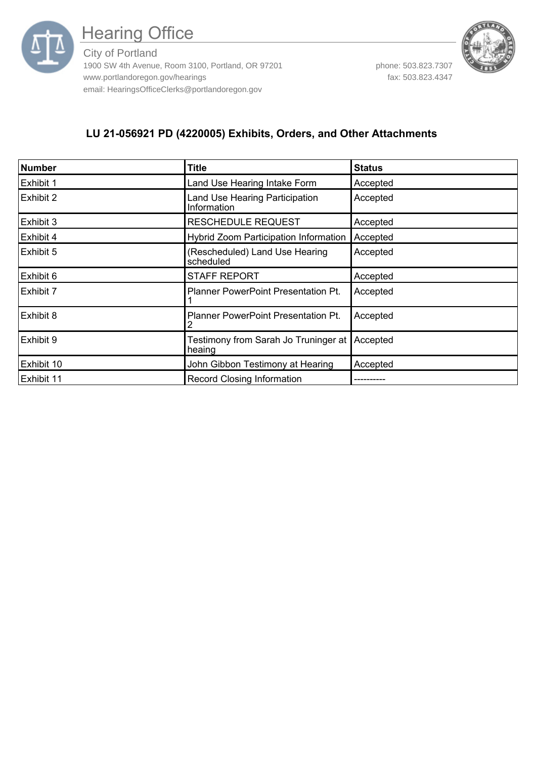# Hearing Office

City of Portland
1900 SW 4th Avenue, Room 3100, Portland, OR 97201
www.portlandoregon.gov/hearings
email: HearingsOfficeClerks@portlandoregon.gov

phone: 503.823.7307
fax: 503.823.4347

## LU 21-056921 PD (4220005) Exhibits, Orders, and Other Attachments

| Number | Title | Status |
|---|---|---|
| Exhibit 1 | Land Use Hearing Intake Form | Accepted |
| Exhibit 2 | Land Use Hearing Participation Information | Accepted |
| Exhibit 3 | RESCHEDULE REQUEST | Accepted |
| Exhibit 4 | Hybrid Zoom Participation Information | Accepted |
| Exhibit 5 | (Rescheduled) Land Use Hearing scheduled | Accepted |
| Exhibit 6 | STAFF REPORT | Accepted |
| Exhibit 7 | Planner PowerPoint Presentation Pt. 1 | Accepted |
| Exhibit 8 | Planner PowerPoint Presentation Pt. 2 | Accepted |
| Exhibit 9 | Testimony from Sarah Jo Truninger at heaing | Accepted |
| Exhibit 10 | John Gibbon Testimony at Hearing | Accepted |
| Exhibit 11 | Record Closing Information | ---------- |